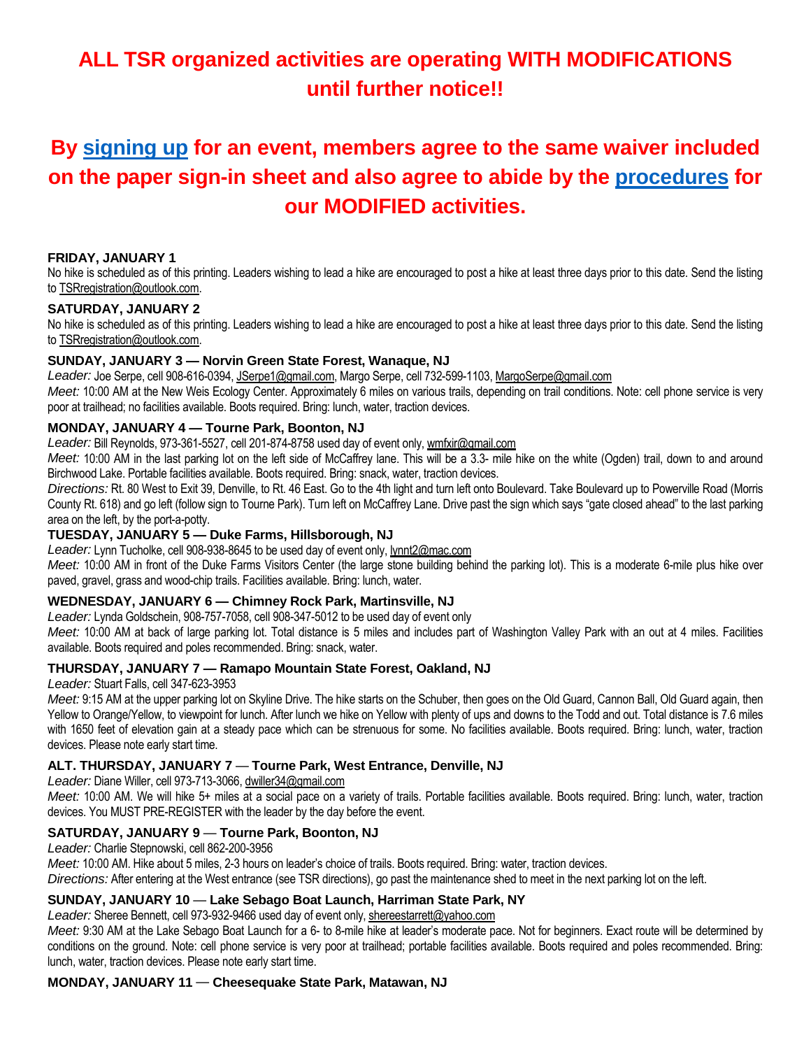# ALL TSR organized activities are operating WITH MODIFICATIONS until further notice!!

## By signing up for an event, members agree to the same waiver included on the paper sign-in sheet and also agree to abide by the procedures for our MODIFIED activities.

### FRIDAY, JANUARY 1

No hike is scheduled as of this printing. Leaders wishing to lead a hike are encouraged to post a hike at least three days prior to this date. Send the listing to TSRregistration@outlook.com.

### SATURDAY, JANUARY 2

No hike is scheduled as of this printing. Leaders wishing to lead a hike are encouraged to post a hike at least three days prior to this date. Send the listing to TSRregistration@outlook.com.

### SUNDAY, JANUARY 3 — Norvin Green State Forest, Wanaque, NJ

*Leader:* Joe Serpe, cell 908-616-0394, JSerpe1@gmail.com, Margo Serpe, cell 732-599-1103, MargoSerpe@gmail.com

*Meet:* 10:00 AM at the New Weis Ecology Center. Approximately 6 miles on various trails, depending on trail conditions. Note: cell phone service is very poor at trailhead; no facilities available. Boots required. Bring: lunch, water, traction devices.

### MONDAY, JANUARY 4 — Tourne Park, Boonton, NJ

*Leader:* Bill Reynolds, 973-361-5527, cell 201-874-8758 used day of event only, wmfxir@gmail.com

*Meet:* 10:00 AM in the last parking lot on the left side of McCaffrey lane. This will be a 3.3- mile hike on the white (Ogden) trail, down to and around Birchwood Lake. Portable facilities available. Boots required. Bring: snack, water, traction devices.

*Directions:* Rt. 80 West to Exit 39, Denville, to Rt. 46 East. Go to the 4th light and turn left onto Boulevard. Take Boulevard up to Powerville Road (Morris County Rt. 618) and go left (follow sign to Tourne Park). Turn left on McCaffrey Lane. Drive past the sign which says "gate closed ahead" to the last parking area on the left, by the port-a-potty.

### TUESDAY, JANUARY 5 — Duke Farms, Hillsborough, NJ

*Leader:* Lynn Tucholke, cell 908-938-8645 to be used day of event only, lynnt2@mac.com

*Meet:* 10:00 AM in front of the Duke Farms Visitors Center (the large stone building behind the parking lot). This is a moderate 6-mile plus hike over paved, gravel, grass and wood-chip trails. Facilities available. Bring: lunch, water.

### WEDNESDAY, JANUARY 6 — Chimney Rock Park, Martinsville, NJ

*Leader:* Lynda Goldschein, 908-757-7058, cell 908-347-5012 to be used day of event only

*Meet:* 10:00 AM at back of large parking lot. Total distance is 5 miles and includes part of Washington Valley Park with an out at 4 miles. Facilities available. Boots required and poles recommended. Bring: snack, water.

### THURSDAY, JANUARY 7 — Ramapo Mountain State Forest, Oakland, NJ

*Leader:* Stuart Falls, cell 347-623-3953

*Meet:* 9:15 AM at the upper parking lot on Skyline Drive. The hike starts on the Schuber, then goes on the Old Guard, Cannon Ball, Old Guard again, then Yellow to Orange/Yellow, to viewpoint for lunch. After lunch we hike on Yellow with plenty of ups and downs to the Todd and out. Total distance is 7.6 miles with 1650 feet of elevation gain at a steady pace which can be strenuous for some. No facilities available. Boots required. Bring: lunch, water, traction devices. Please note early start time.

### ALT. THURSDAY, JANUARY 7 — Tourne Park, West Entrance, Denville, NJ

*Leader:* Diane Willer, cell 973-713-3066, dwiller34@gmail.com

*Meet:* 10:00 AM. We will hike 5+ miles at a social pace on a variety of trails. Portable facilities available. Boots required. Bring: lunch, water, traction devices. You MUST PRE-REGISTER with the leader by the day before the event.

### SATURDAY, JANUARY 9 — Tourne Park, Boonton, NJ

*Leader:* Charlie Stepnowski, cell 862-200-3956

*Meet:* 10:00 AM. Hike about 5 miles, 2-3 hours on leader's choice of trails. Boots required. Bring: water, traction devices.

*Directions:* After entering at the West entrance (see TSR directions), go past the maintenance shed to meet in the next parking lot on the left.

### SUNDAY, JANUARY 10 — Lake Sebago Boat Launch, Harriman State Park, NY

*Leader:* Sheree Bennett, cell 973-932-9466 used day of event only, shereestarrett@yahoo.com

*Meet:* 9:30 AM at the Lake Sebago Boat Launch for a 6- to 8-mile hike at leader's moderate pace. Not for beginners. Exact route will be determined by conditions on the ground. Note: cell phone service is very poor at trailhead; portable facilities available. Boots required and poles recommended. Bring: lunch, water, traction devices. Please note early start time.

### MONDAY, JANUARY 11 — Cheesequake State Park, Matawan, NJ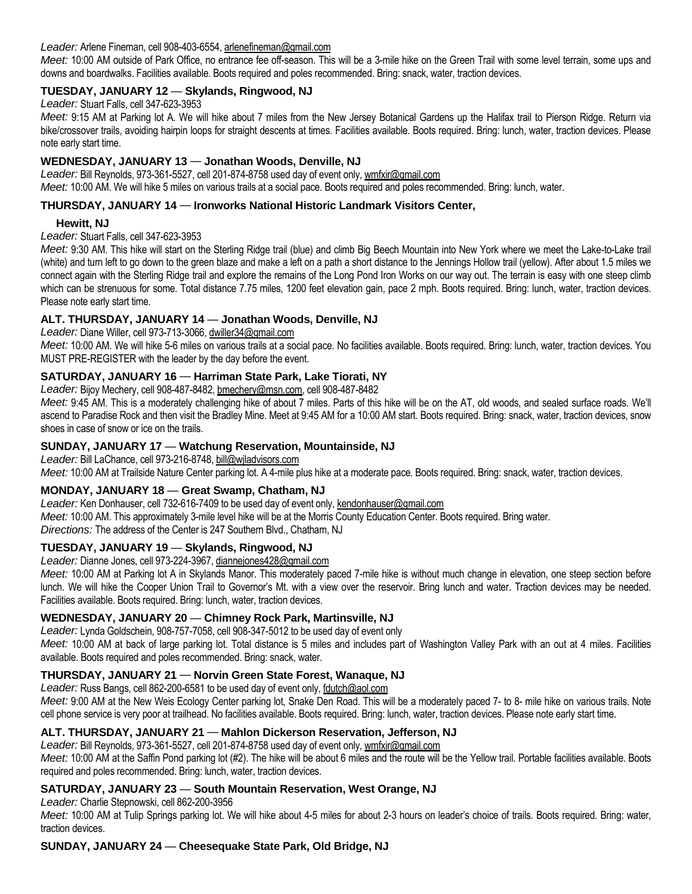*Leader:* Arlene Fineman, cell 908-403-6554, arlenefineman@gmail.com

*Meet:* 10:00 AM outside of Park Office, no entrance fee off-season. This will be a 3-mile hike on the Green Trail with some level terrain, some ups and downs and boardwalks. Facilities available. Boots required and poles recommended. Bring: snack, water, traction devices.

### TUESDAY, JANUARY 12 — Skylands, Ringwood, NJ

*Leader:* Stuart Falls, cell 347-623-3953

*Meet:* 9:15 AM at Parking lot A. We will hike about 7 miles from the New Jersey Botanical Gardens up the Halifax trail to Pierson Ridge. Return via bike/crossover trails, avoiding hairpin loops for straight descents at times. Facilities available. Boots required. Bring: lunch, water, traction devices. Please note early start time.

### WEDNESDAY, JANUARY 13 — Jonathan Woods, Denville, NJ

*Leader:* Bill Reynolds, 973-361-5527, cell 201-874-8758 used day of event only, wmfxir@gmail.com

*Meet:* 10:00 AM. We will hike 5 miles on various trails at a social pace. Boots required and poles recommended. Bring: lunch, water.

### THURSDAY, JANUARY 14 — Ironworks National Historic Landmark Visitors Center, Hewitt, NJ

*Leader:* Stuart Falls, cell 347-623-3953

*Meet:* 9:30 AM. This hike will start on the Sterling Ridge trail (blue) and climb Big Beech Mountain into New York where we meet the Lake-to-Lake trail (white) and turn left to go down to the green blaze and make a left on a path a short distance to the Jennings Hollow trail (yellow). After about 1.5 miles we connect again with the Sterling Ridge trail and explore the remains of the Long Pond Iron Works on our way out. The terrain is easy with one steep climb which can be strenuous for some. Total distance 7.75 miles, 1200 feet elevation gain, pace 2 mph. Boots required. Bring: lunch, water, traction devices. Please note early start time.

### ALT. THURSDAY, JANUARY 14 — Jonathan Woods, Denville, NJ

*Leader:* Diane Willer, cell 973-713-3066, dwiller34@gmail.com

*Meet:* 10:00 AM. We will hike 5-6 miles on various trails at a social pace. No facilities available. Boots required. Bring: lunch, water, traction devices. You MUST PRE-REGISTER with the leader by the day before the event.

### SATURDAY, JANUARY 16 — Harriman State Park, Lake Tiorati, NY

*Leader:* Bijoy Mechery, cell 908-487-8482, bmechery@msn.com, cell 908-487-8482

*Meet:* 9:45 AM. This is a moderately challenging hike of about 7 miles. Parts of this hike will be on the AT, old woods, and sealed surface roads. We'll ascend to Paradise Rock and then visit the Bradley Mine. Meet at 9:45 AM for a 10:00 AM start. Boots required. Bring: snack, water, traction devices, snow shoes in case of snow or ice on the trails.

### SUNDAY, JANUARY 17 — Watchung Reservation, Mountainside, NJ

*Leader:* Bill LaChance, cell 973-216-8748, bill@wjladvisors.com

*Meet:* 10:00 AM at Trailside Nature Center parking lot. A 4-mile plus hike at a moderate pace. Boots required. Bring: snack, water, traction devices.

### MONDAY, JANUARY 18 — Great Swamp, Chatham, NJ

*Leader:* Ken Donhauser, cell 732-616-7409 to be used day of event only, kendonhauser@gmail.com

*Meet:* 10:00 AM. This approximately 3-mile level hike will be at the Morris County Education Center. Boots required. Bring water.

*Directions:* The address of the Center is 247 Southern Blvd., Chatham, NJ

### TUESDAY, JANUARY 19 — Skylands, Ringwood, NJ

*Leader:* Dianne Jones, cell 973-224-3967, diannejones428@gmail.com

*Meet:* 10:00 AM at Parking lot A in Skylands Manor. This moderately paced 7-mile hike is without much change in elevation, one steep section before lunch. We will hike the Cooper Union Trail to Governor's Mt. with a view over the reservoir. Bring lunch and water. Traction devices may be needed. Facilities available. Boots required. Bring: lunch, water, traction devices.

### WEDNESDAY, JANUARY 20 — Chimney Rock Park, Martinsville, NJ

*Leader:* Lynda Goldschein, 908-757-7058, cell 908-347-5012 to be used day of event only

*Meet:* 10:00 AM at back of large parking lot. Total distance is 5 miles and includes part of Washington Valley Park with an out at 4 miles. Facilities available. Boots required and poles recommended. Bring: snack, water.

### THURSDAY, JANUARY 21 — Norvin Green State Forest, Wanaque, NJ

*Leader:* Russ Bangs, cell 862-200-6581 to be used day of event only, fdutch@aol.com

*Meet:* 9:00 AM at the New Weis Ecology Center parking lot, Snake Den Road. This will be a moderately paced 7- to 8- mile hike on various trails. Note cell phone service is very poor at trailhead. No facilities available. Boots required. Bring: lunch, water, traction devices. Please note early start time.

### ALT. THURSDAY, JANUARY 21 — Mahlon Dickerson Reservation, Jefferson, NJ

*Leader:* Bill Reynolds, 973-361-5527, cell 201-874-8758 used day of event only, wmfxir@gmail.com

*Meet:* 10:00 AM at the Saffin Pond parking lot (#2). The hike will be about 6 miles and the route will be the Yellow trail. Portable facilities available. Boots required and poles recommended. Bring: lunch, water, traction devices.

### SATURDAY, JANUARY 23 — South Mountain Reservation, West Orange, NJ

*Leader:* Charlie Stepnowski, cell 862-200-3956

*Meet:* 10:00 AM at Tulip Springs parking lot. We will hike about 4-5 miles for about 2-3 hours on leader's choice of trails. Boots required. Bring: water, traction devices.

### SUNDAY, JANUARY 24 — Cheesequake State Park, Old Bridge, NJ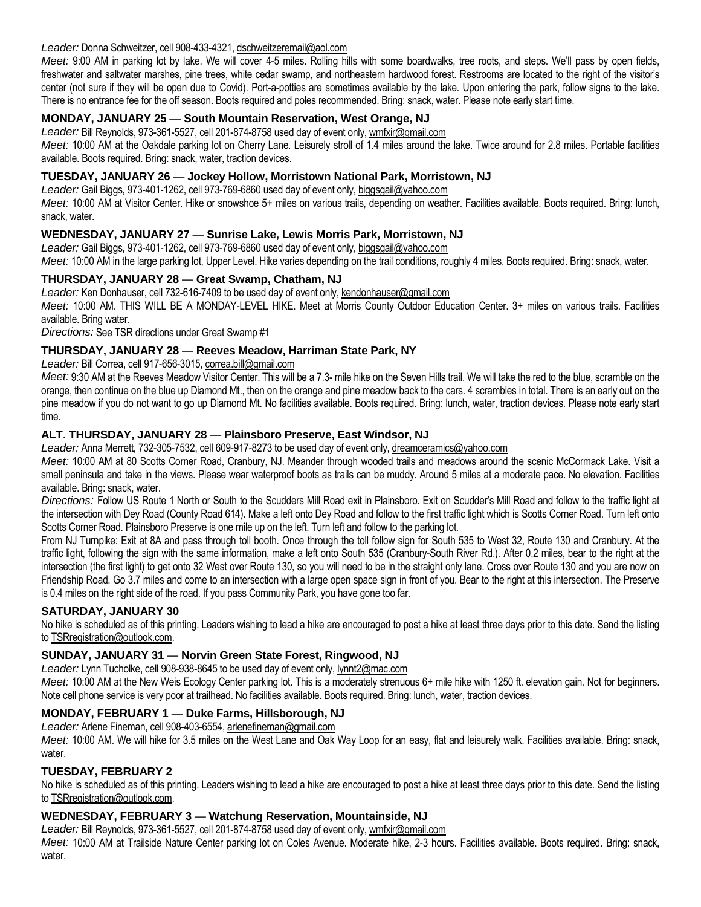*Leader:* Donna Schweitzer, cell 908-433-4321, dschweitzeremail@aol.com

*Meet:* 9:00 AM in parking lot by lake. We will cover 4-5 miles. Rolling hills with some boardwalks, tree roots, and steps. We'll pass by open fields, freshwater and saltwater marshes, pine trees, white cedar swamp, and northeastern hardwood forest. Restrooms are located to the right of the visitor's center (not sure if they will be open due to Covid). Port-a-potties are sometimes available by the lake. Upon entering the park, follow signs to the lake. There is no entrance fee for the off season. Boots required and poles recommended. Bring: snack, water. Please note early start time.

### MONDAY, JANUARY 25 — South Mountain Reservation, West Orange, NJ

*Leader:* Bill Reynolds, 973-361-5527, cell 201-874-8758 used day of event only, wmfxir@gmail.com

*Meet:* 10:00 AM at the Oakdale parking lot on Cherry Lane. Leisurely stroll of 1.4 miles around the lake. Twice around for 2.8 miles. Portable facilities available. Boots required. Bring: snack, water, traction devices.

### TUESDAY, JANUARY 26 — Jockey Hollow, Morristown National Park, Morristown, NJ

*Leader:* Gail Biggs, 973-401-1262, cell 973-769-6860 used day of event only, biggsgail@yahoo.com

*Meet:* 10:00 AM at Visitor Center. Hike or snowshoe 5+ miles on various trails, depending on weather. Facilities available. Boots required. Bring: lunch, snack, water.

### WEDNESDAY, JANUARY 27 — Sunrise Lake, Lewis Morris Park, Morristown, NJ

*Leader:* Gail Biggs, 973-401-1262, cell 973-769-6860 used day of event only, biggsgail@yahoo.com

*Meet:* 10:00 AM in the large parking lot, Upper Level. Hike varies depending on the trail conditions, roughly 4 miles. Boots required. Bring: snack, water.

### THURSDAY, JANUARY 28 — Great Swamp, Chatham, NJ

*Leader:* Ken Donhauser, cell 732-616-7409 to be used day of event only, kendonhauser@gmail.com

*Meet:* 10:00 AM. THIS WILL BE A MONDAY-LEVEL HIKE. Meet at Morris County Outdoor Education Center. 3+ miles on various trails. Facilities available. Bring water.

*Directions:* See TSR directions under Great Swamp #1

### THURSDAY, JANUARY 28 — Reeves Meadow, Harriman State Park, NY

*Leader:* Bill Correa, cell 917-656-3015, correa.bill@gmail.com

*Meet:* 9:30 AM at the Reeves Meadow Visitor Center. This will be a 7.3- mile hike on the Seven Hills trail. We will take the red to the blue, scramble on the orange, then continue on the blue up Diamond Mt., then on the orange and pine meadow back to the cars. 4 scrambles in total. There is an early out on the pine meadow if you do not want to go up Diamond Mt. No facilities available. Boots required. Bring: lunch, water, traction devices. Please note early start time.

### ALT. THURSDAY, JANUARY 28 — Plainsboro Preserve, East Windsor, NJ

*Leader:* Anna Merrett, 732-305-7532, cell 609-917-8273 to be used day of event only, dreamceramics@yahoo.com

*Meet:* 10:00 AM at 80 Scotts Corner Road, Cranbury, NJ. Meander through wooded trails and meadows around the scenic McCormack Lake. Visit a small peninsula and take in the views. Please wear waterproof boots as trails can be muddy. Around 5 miles at a moderate pace. No elevation. Facilities available. Bring: snack, water.

*Directions:* Follow US Route 1 North or South to the Scudders Mill Road exit in Plainsboro. Exit on Scudder's Mill Road and follow to the traffic light at the intersection with Dey Road (County Road 614). Make a left onto Dey Road and follow to the first traffic light which is Scotts Corner Road. Turn left onto Scotts Corner Road. Plainsboro Preserve is one mile up on the left. Turn left and follow to the parking lot.

From NJ Turnpike: Exit at 8A and pass through toll booth. Once through the toll follow sign for South 535 to West 32, Route 130 and Cranbury. At the traffic light, following the sign with the same information, make a left onto South 535 (Cranbury-South River Rd.). After 0.2 miles, bear to the right at the intersection (the first light) to get onto 32 West over Route 130, so you will need to be in the straight only lane. Cross over Route 130 and you are now on Friendship Road. Go 3.7 miles and come to an intersection with a large open space sign in front of you. Bear to the right at this intersection. The Preserve is 0.4 miles on the right side of the road. If you pass Community Park, you have gone too far.

### SATURDAY, JANUARY 30

No hike is scheduled as of this printing. Leaders wishing to lead a hike are encouraged to post a hike at least three days prior to this date. Send the listing to TSRregistration@outlook.com.

### SUNDAY, JANUARY 31 — Norvin Green State Forest, Ringwood, NJ

*Leader:* Lynn Tucholke, cell 908-938-8645 to be used day of event only, lynnt2@mac.com

*Meet:* 10:00 AM at the New Weis Ecology Center parking lot. This is a moderately strenuous 6+ mile hike with 1250 ft. elevation gain. Not for beginners. Note cell phone service is very poor at trailhead. No facilities available. Boots required. Bring: lunch, water, traction devices.

### MONDAY, FEBRUARY 1 — Duke Farms, Hillsborough, NJ

*Leader:* Arlene Fineman, cell 908-403-6554, arlenefineman@gmail.com

*Meet:* 10:00 AM. We will hike for 3.5 miles on the West Lane and Oak Way Loop for an easy, flat and leisurely walk. Facilities available. Bring: snack, water.

### TUESDAY, FEBRUARY 2

No hike is scheduled as of this printing. Leaders wishing to lead a hike are encouraged to post a hike at least three days prior to this date. Send the listing to TSRregistration@outlook.com.

### WEDNESDAY, FEBRUARY 3 — Watchung Reservation, Mountainside, NJ

*Leader:* Bill Reynolds, 973-361-5527, cell 201-874-8758 used day of event only, wmfxir@gmail.com

*Meet:* 10:00 AM at Trailside Nature Center parking lot on Coles Avenue. Moderate hike, 2-3 hours. Facilities available. Boots required. Bring: snack, water.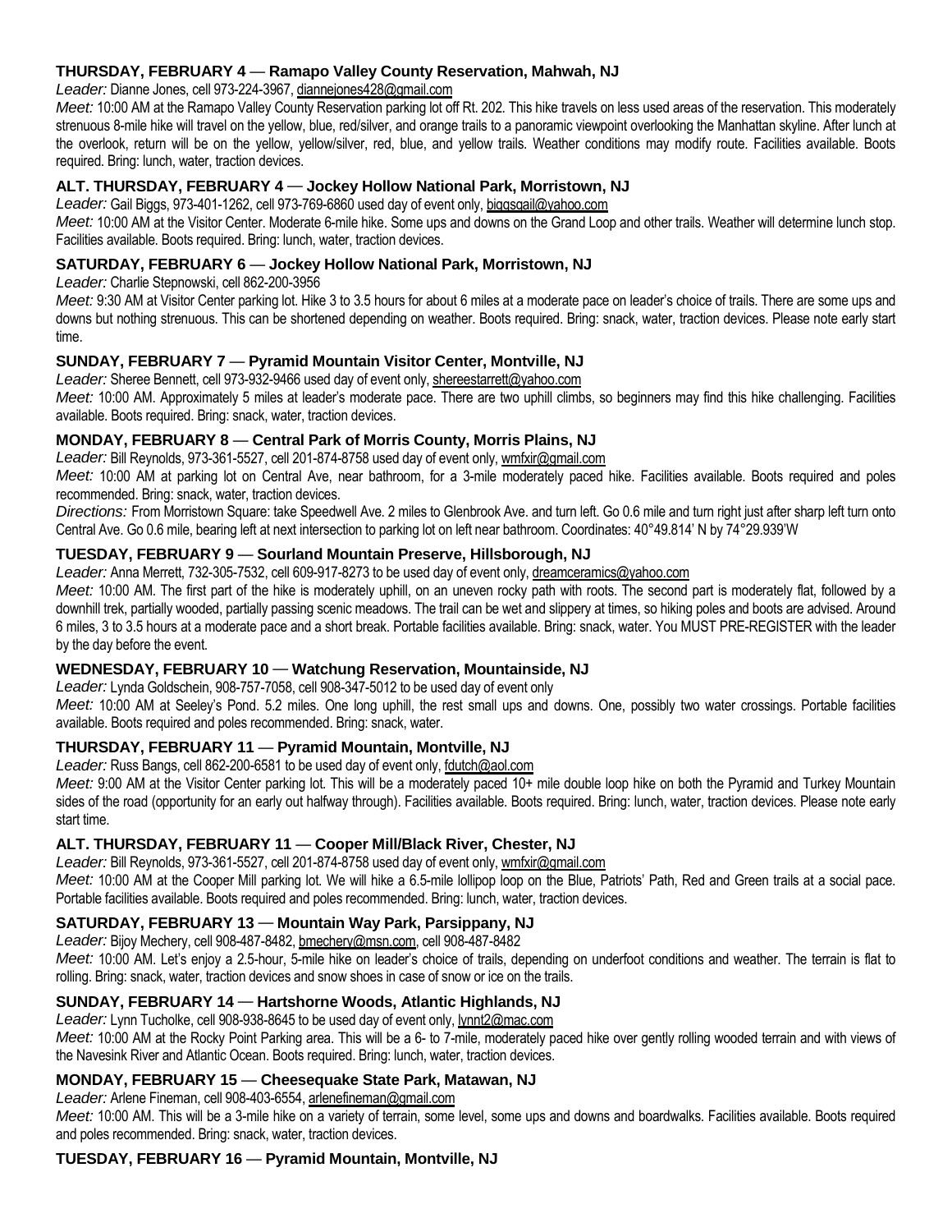### THURSDAY, FEBRUARY 4 — Ramapo Valley County Reservation, Mahwah, NJ

*Leader:* Dianne Jones, cell 973-224-3967, diannejones428@gmail.com

*Meet:* 10:00 AM at the Ramapo Valley County Reservation parking lot off Rt. 202. This hike travels on less used areas of the reservation. This moderately strenuous 8-mile hike will travel on the yellow, blue, red/silver, and orange trails to a panoramic viewpoint overlooking the Manhattan skyline. After lunch at the overlook, return will be on the yellow, yellow/silver, red, blue, and yellow trails. Weather conditions may modify route. Facilities available. Boots required. Bring: lunch, water, traction devices.

### ALT. THURSDAY, FEBRUARY 4 — Jockey Hollow National Park, Morristown, NJ

*Leader:* Gail Biggs, 973-401-1262, cell 973-769-6860 used day of event only, biggsgail@yahoo.com

*Meet:* 10:00 AM at the Visitor Center. Moderate 6-mile hike. Some ups and downs on the Grand Loop and other trails. Weather will determine lunch stop. Facilities available. Boots required. Bring: lunch, water, traction devices.

### SATURDAY, FEBRUARY 6 — Jockey Hollow National Park, Morristown, NJ

*Leader:* Charlie Stepnowski, cell 862-200-3956

*Meet:* 9:30 AM at Visitor Center parking lot. Hike 3 to 3.5 hours for about 6 miles at a moderate pace on leader's choice of trails. There are some ups and downs but nothing strenuous. This can be shortened depending on weather. Boots required. Bring: snack, water, traction devices. Please note early start time.

### SUNDAY, FEBRUARY 7 — Pyramid Mountain Visitor Center, Montville, NJ

*Leader:* Sheree Bennett, cell 973-932-9466 used day of event only, shereestarrett@yahoo.com

*Meet:* 10:00 AM. Approximately 5 miles at leader's moderate pace. There are two uphill climbs, so beginners may find this hike challenging. Facilities available. Boots required. Bring: snack, water, traction devices.

### MONDAY, FEBRUARY 8 — Central Park of Morris County, Morris Plains, NJ

*Leader:* Bill Reynolds, 973-361-5527, cell 201-874-8758 used day of event only, wmfxir@gmail.com

*Meet:* 10:00 AM at parking lot on Central Ave, near bathroom, for a 3-mile moderately paced hike. Facilities available. Boots required and poles recommended. Bring: snack, water, traction devices.

*Directions:* From Morristown Square: take Speedwell Ave. 2 miles to Glenbrook Ave. and turn left. Go 0.6 mile and turn right just after sharp left turn onto Central Ave. Go 0.6 mile, bearing left at next intersection to parking lot on left near bathroom. Coordinates: 40°49.814' N by 74°29.939'W

### TUESDAY, FEBRUARY 9 — Sourland Mountain Preserve, Hillsborough, NJ

*Leader:* Anna Merrett, 732-305-7532, cell 609-917-8273 to be used day of event only, dreamceramics@yahoo.com

*Meet:* 10:00 AM. The first part of the hike is moderately uphill, on an uneven rocky path with roots. The second part is moderately flat, followed by a downhill trek, partially wooded, partially passing scenic meadows. The trail can be wet and slippery at times, so hiking poles and boots are advised. Around 6 miles, 3 to 3.5 hours at a moderate pace and a short break. Portable facilities available. Bring: snack, water. You MUST PRE-REGISTER with the leader by the day before the event.

### WEDNESDAY, FEBRUARY 10 — Watchung Reservation, Mountainside, NJ

*Leader:* Lynda Goldschein, 908-757-7058, cell 908-347-5012 to be used day of event only

*Meet:* 10:00 AM at Seeley's Pond. 5.2 miles. One long uphill, the rest small ups and downs. One, possibly two water crossings. Portable facilities available. Boots required and poles recommended. Bring: snack, water.

### THURSDAY, FEBRUARY 11 — Pyramid Mountain, Montville, NJ

*Leader:* Russ Bangs, cell 862-200-6581 to be used day of event only, fdutch@aol.com

*Meet:* 9:00 AM at the Visitor Center parking lot. This will be a moderately paced 10+ mile double loop hike on both the Pyramid and Turkey Mountain sides of the road (opportunity for an early out halfway through). Facilities available. Boots required. Bring: lunch, water, traction devices. Please note early start time.

### ALT. THURSDAY, FEBRUARY 11 — Cooper Mill/Black River, Chester, NJ

*Leader:* Bill Reynolds, 973-361-5527, cell 201-874-8758 used day of event only, wmfxir@gmail.com

*Meet:* 10:00 AM at the Cooper Mill parking lot. We will hike a 6.5-mile lollipop loop on the Blue, Patriots' Path, Red and Green trails at a social pace. Portable facilities available. Boots required and poles recommended. Bring: lunch, water, traction devices.

### SATURDAY, FEBRUARY 13 — Mountain Way Park, Parsippany, NJ

*Leader:* Bijoy Mechery, cell 908-487-8482, bmechery@msn.com, cell 908-487-8482

*Meet:* 10:00 AM. Let's enjoy a 2.5-hour, 5-mile hike on leader's choice of trails, depending on underfoot conditions and weather. The terrain is flat to rolling. Bring: snack, water, traction devices and snow shoes in case of snow or ice on the trails.

### SUNDAY, FEBRUARY 14 — Hartshorne Woods, Atlantic Highlands, NJ

*Leader:* Lynn Tucholke, cell 908-938-8645 to be used day of event only, lynnt2@mac.com

*Meet:* 10:00 AM at the Rocky Point Parking area. This will be a 6- to 7-mile, moderately paced hike over gently rolling wooded terrain and with views of the Navesink River and Atlantic Ocean. Boots required. Bring: lunch, water, traction devices.

### MONDAY, FEBRUARY 15 — Cheesequake State Park, Matawan, NJ

*Leader:* Arlene Fineman, cell 908-403-6554, arlenefineman@gmail.com

*Meet:* 10:00 AM. This will be a 3-mile hike on a variety of terrain, some level, some ups and downs and boardwalks. Facilities available. Boots required and poles recommended. Bring: snack, water, traction devices.

### TUESDAY, FEBRUARY 16 — Pyramid Mountain, Montville, NJ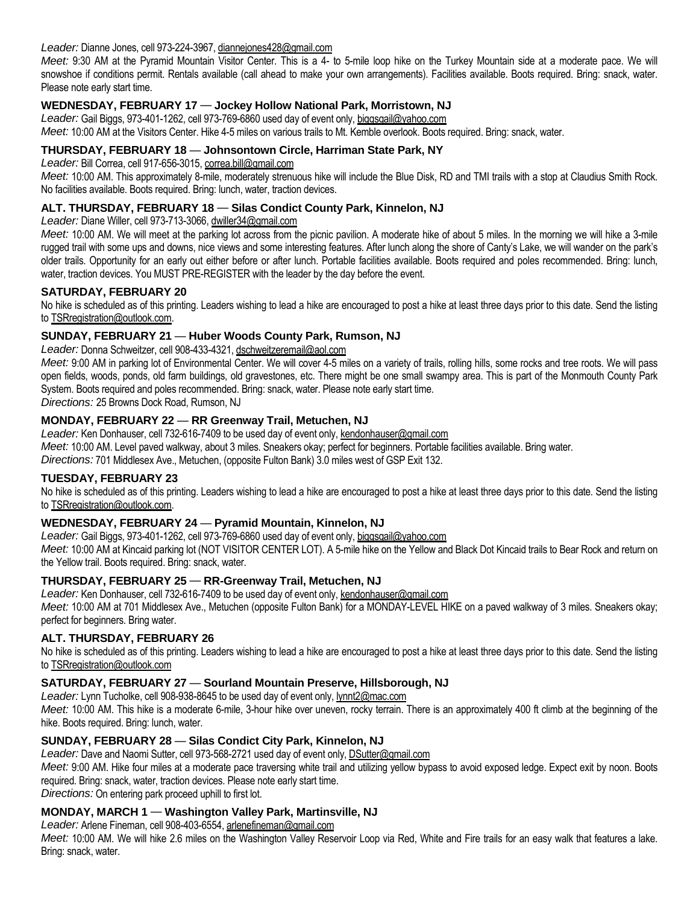*Leader:* Dianne Jones, cell 973-224-3967, diannejones428@gmail.com

*Meet:* 9:30 AM at the Pyramid Mountain Visitor Center. This is a 4- to 5-mile loop hike on the Turkey Mountain side at a moderate pace. We will snowshoe if conditions permit. Rentals available (call ahead to make your own arrangements). Facilities available. Boots required. Bring: snack, water. Please note early start time.

### WEDNESDAY, FEBRUARY 17 — Jockey Hollow National Park, Morristown, NJ

*Leader:* Gail Biggs, 973-401-1262, cell 973-769-6860 used day of event only, biggsgail@yahoo.com

*Meet:* 10:00 AM at the Visitors Center. Hike 4-5 miles on various trails to Mt. Kemble overlook. Boots required. Bring: snack, water.

### THURSDAY, FEBRUARY 18 — Johnsontown Circle, Harriman State Park, NY

*Leader:* Bill Correa, cell 917-656-3015, correa.bill@gmail.com

*Meet:* 10:00 AM. This approximately 8-mile, moderately strenuous hike will include the Blue Disk, RD and TMI trails with a stop at Claudius Smith Rock. No facilities available. Boots required. Bring: lunch, water, traction devices.

### ALT. THURSDAY, FEBRUARY 18 — Silas Condict County Park, Kinnelon, NJ

*Leader:* Diane Willer, cell 973-713-3066, dwiller34@gmail.com

*Meet:* 10:00 AM. We will meet at the parking lot across from the picnic pavilion. A moderate hike of about 5 miles. In the morning we will hike a 3-mile rugged trail with some ups and downs, nice views and some interesting features. After lunch along the shore of Canty's Lake, we will wander on the park's older trails. Opportunity for an early out either before or after lunch. Portable facilities available. Boots required and poles recommended. Bring: lunch, water, traction devices. You MUST PRE-REGISTER with the leader by the day before the event.

### SATURDAY, FEBRUARY 20

No hike is scheduled as of this printing. Leaders wishing to lead a hike are encouraged to post a hike at least three days prior to this date. Send the listing to TSRregistration@outlook.com.

### SUNDAY, FEBRUARY 21 — Huber Woods County Park, Rumson, NJ

*Leader:* Donna Schweitzer, cell 908-433-4321, dschweitzeremail@aol.com

*Meet:* 9:00 AM in parking lot of Environmental Center. We will cover 4-5 miles on a variety of trails, rolling hills, some rocks and tree roots. We will pass open fields, woods, ponds, old farm buildings, old gravestones, etc. There might be one small swampy area. This is part of the Monmouth County Park System. Boots required and poles recommended. Bring: snack, water. Please note early start time.

*Directions:* 25 Browns Dock Road, Rumson, NJ

### MONDAY, FEBRUARY 22 — RR Greenway Trail, Metuchen, NJ

*Leader:* Ken Donhauser, cell 732-616-7409 to be used day of event only, kendonhauser@gmail.com

*Meet:* 10:00 AM. Level paved walkway, about 3 miles. Sneakers okay; perfect for beginners. Portable facilities available. Bring water.

*Directions:* 701 Middlesex Ave., Metuchen, (opposite Fulton Bank) 3.0 miles west of GSP Exit 132.

### TUESDAY, FEBRUARY 23

No hike is scheduled as of this printing. Leaders wishing to lead a hike are encouraged to post a hike at least three days prior to this date. Send the listing to TSRregistration@outlook.com.

### WEDNESDAY, FEBRUARY 24 — Pyramid Mountain, Kinnelon, NJ

*Leader:* Gail Biggs, 973-401-1262, cell 973-769-6860 used day of event only, biggsgail@yahoo.com

*Meet:* 10:00 AM at Kincaid parking lot (NOT VISITOR CENTER LOT). A 5-mile hike on the Yellow and Black Dot Kincaid trails to Bear Rock and return on the Yellow trail. Boots required. Bring: snack, water.

### THURSDAY, FEBRUARY 25 — RR-Greenway Trail, Metuchen, NJ

*Leader:* Ken Donhauser, cell 732-616-7409 to be used day of event only, kendonhauser@gmail.com

*Meet:* 10:00 AM at 701 Middlesex Ave., Metuchen (opposite Fulton Bank) for a MONDAY-LEVEL HIKE on a paved walkway of 3 miles. Sneakers okay; perfect for beginners. Bring water.

### ALT. THURSDAY, FEBRUARY 26

No hike is scheduled as of this printing. Leaders wishing to lead a hike are encouraged to post a hike at least three days prior to this date. Send the listing to TSRregistration@outlook.com

### SATURDAY, FEBRUARY 27 — Sourland Mountain Preserve, Hillsborough, NJ

*Leader:* Lynn Tucholke, cell 908-938-8645 to be used day of event only, lynnt2@mac.com

*Meet:* 10:00 AM. This hike is a moderate 6-mile, 3-hour hike over uneven, rocky terrain. There is an approximately 400 ft climb at the beginning of the hike. Boots required. Bring: lunch, water.

### SUNDAY, FEBRUARY 28 — Silas Condict City Park, Kinnelon, NJ

*Leader:* Dave and Naomi Sutter, cell 973-568-2721 used day of event only, DSutter@gmail.com

*Meet:* 9:00 AM. Hike four miles at a moderate pace traversing white trail and utilizing yellow bypass to avoid exposed ledge. Expect exit by noon. Boots required. Bring: snack, water, traction devices. Please note early start time.

*Directions:* On entering park proceed uphill to first lot.

### MONDAY, MARCH 1 — Washington Valley Park, Martinsville, NJ

*Leader:* Arlene Fineman, cell 908-403-6554, arlenefineman@gmail.com

*Meet:* 10:00 AM. We will hike 2.6 miles on the Washington Valley Reservoir Loop via Red, White and Fire trails for an easy walk that features a lake. Bring: snack, water.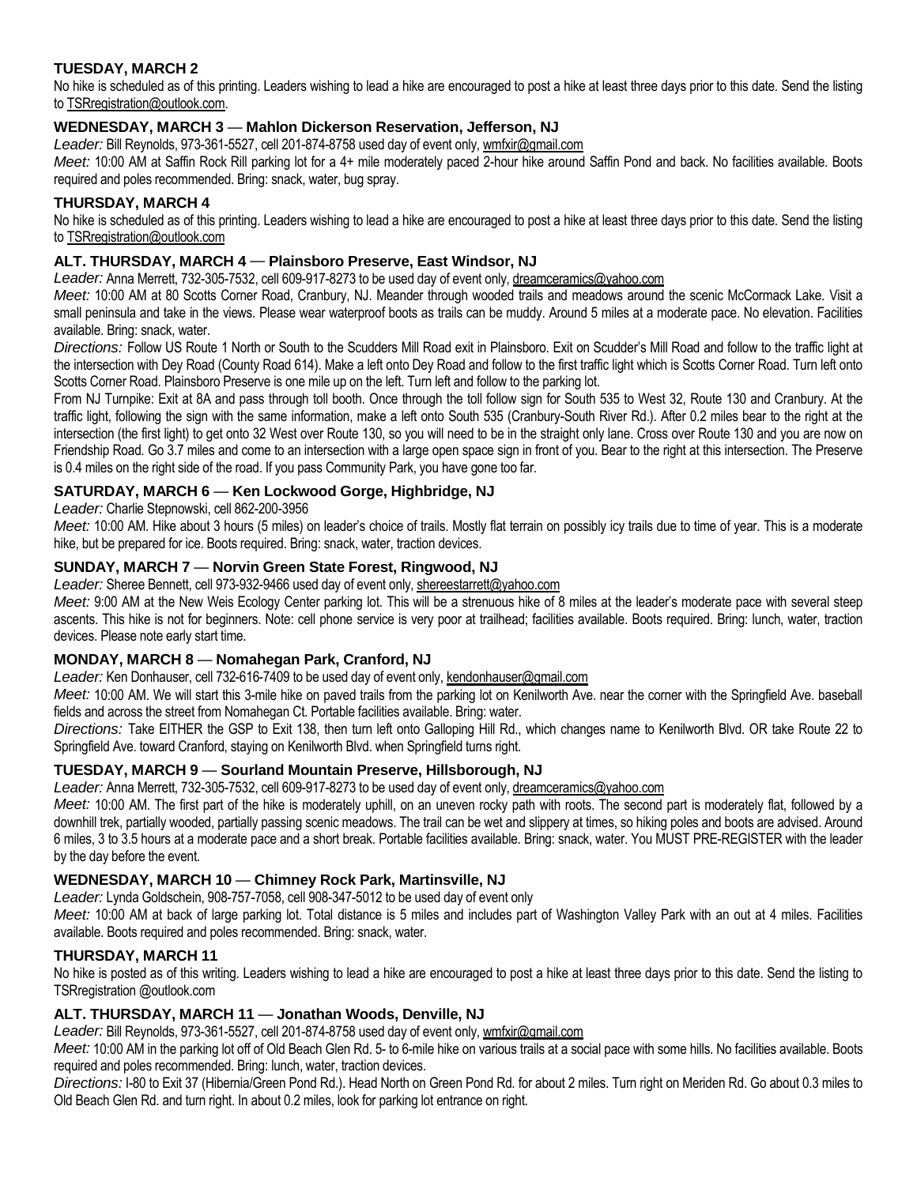### TUESDAY, MARCH 2

No hike is scheduled as of this printing. Leaders wishing to lead a hike are encouraged to post a hike at least three days prior to this date. Send the listing to TSRregistration@outlook.com.

### WEDNESDAY, MARCH 3 — Mahlon Dickerson Reservation, Jefferson, NJ

*Leader:* Bill Reynolds, 973-361-5527, cell 201-874-8758 used day of event only, wmfxir@gmail.com

*Meet:* 10:00 AM at Saffin Rock Rill parking lot for a 4+ mile moderately paced 2-hour hike around Saffin Pond and back. No facilities available. Boots required and poles recommended. Bring: snack, water, bug spray.

### THURSDAY, MARCH 4

No hike is scheduled as of this printing. Leaders wishing to lead a hike are encouraged to post a hike at least three days prior to this date. Send the listing to TSRregistration@outlook.com

### ALT. THURSDAY, MARCH 4 — Plainsboro Preserve, East Windsor, NJ

*Leader:* Anna Merrett, 732-305-7532, cell 609-917-8273 to be used day of event only, dreamceramics@yahoo.com

*Meet:* 10:00 AM at 80 Scotts Corner Road, Cranbury, NJ. Meander through wooded trails and meadows around the scenic McCormack Lake. Visit a small peninsula and take in the views. Please wear waterproof boots as trails can be muddy. Around 5 miles at a moderate pace. No elevation. Facilities available. Bring: snack, water.

*Directions:* Follow US Route 1 North or South to the Scudders Mill Road exit in Plainsboro. Exit on Scudder's Mill Road and follow to the traffic light at the intersection with Dey Road (County Road 614). Make a left onto Dey Road and follow to the first traffic light which is Scotts Corner Road. Turn left onto Scotts Corner Road. Plainsboro Preserve is one mile up on the left. Turn left and follow to the parking lot.

From NJ Turnpike: Exit at 8A and pass through toll booth. Once through the toll follow sign for South 535 to West 32, Route 130 and Cranbury. At the traffic light, following the sign with the same information, make a left onto South 535 (Cranbury-South River Rd.). After 0.2 miles bear to the right at the intersection (the first light) to get onto 32 West over Route 130, so you will need to be in the straight only lane. Cross over Route 130 and you are now on Friendship Road. Go 3.7 miles and come to an intersection with a large open space sign in front of you. Bear to the right at this intersection. The Preserve is 0.4 miles on the right side of the road. If you pass Community Park, you have gone too far.

### SATURDAY, MARCH 6 — Ken Lockwood Gorge, Highbridge, NJ

*Leader:* Charlie Stepnowski, cell 862-200-3956

*Meet:* 10:00 AM. Hike about 3 hours (5 miles) on leader's choice of trails. Mostly flat terrain on possibly icy trails due to time of year. This is a moderate hike, but be prepared for ice. Boots required. Bring: snack, water, traction devices.

### SUNDAY, MARCH 7 — Norvin Green State Forest, Ringwood, NJ

*Leader:* Sheree Bennett, cell 973-932-9466 used day of event only, shereestarrett@yahoo.com

*Meet:* 9:00 AM at the New Weis Ecology Center parking lot. This will be a strenuous hike of 8 miles at the leader's moderate pace with several steep ascents. This hike is not for beginners. Note: cell phone service is very poor at trailhead; facilities available. Boots required. Bring: lunch, water, traction devices. Please note early start time.

### MONDAY, MARCH 8 — Nomahegan Park, Cranford, NJ

*Leader:* Ken Donhauser, cell 732-616-7409 to be used day of event only, kendonhauser@gmail.com

*Meet:* 10:00 AM. We will start this 3-mile hike on paved trails from the parking lot on Kenilworth Ave. near the corner with the Springfield Ave. baseball fields and across the street from Nomahegan Ct. Portable facilities available. Bring: water.

*Directions:* Take EITHER the GSP to Exit 138, then turn left onto Galloping Hill Rd., which changes name to Kenilworth Blvd. OR take Route 22 to Springfield Ave. toward Cranford, staying on Kenilworth Blvd. when Springfield turns right.

### TUESDAY, MARCH 9 — Sourland Mountain Preserve, Hillsborough, NJ

*Leader:* Anna Merrett, 732-305-7532, cell 609-917-8273 to be used day of event only, dreamceramics@yahoo.com

*Meet:* 10:00 AM. The first part of the hike is moderately uphill, on an uneven rocky path with roots. The second part is moderately flat, followed by a downhill trek, partially wooded, partially passing scenic meadows. The trail can be wet and slippery at times, so hiking poles and boots are advised. Around 6 miles, 3 to 3.5 hours at a moderate pace and a short break. Portable facilities available. Bring: snack, water. You MUST PRE-REGISTER with the leader by the day before the event.

### WEDNESDAY, MARCH 10 — Chimney Rock Park, Martinsville, NJ

*Leader:* Lynda Goldschein, 908-757-7058, cell 908-347-5012 to be used day of event only

*Meet:* 10:00 AM at back of large parking lot. Total distance is 5 miles and includes part of Washington Valley Park with an out at 4 miles. Facilities available. Boots required and poles recommended. Bring: snack, water.

### THURSDAY, MARCH 11

No hike is posted as of this writing. Leaders wishing to lead a hike are encouraged to post a hike at least three days prior to this date. Send the listing to TSRregistration @outlook.com

### ALT. THURSDAY, MARCH 11 — Jonathan Woods, Denville, NJ

*Leader:* Bill Reynolds, 973-361-5527, cell 201-874-8758 used day of event only, wmfxir@gmail.com

*Meet:* 10:00 AM in the parking lot off of Old Beach Glen Rd. 5- to 6-mile hike on various trails at a social pace with some hills. No facilities available. Boots required and poles recommended. Bring: lunch, water, traction devices.

*Directions:* I-80 to Exit 37 (Hibernia/Green Pond Rd.). Head North on Green Pond Rd. for about 2 miles. Turn right on Meriden Rd. Go about 0.3 miles to Old Beach Glen Rd. and turn right. In about 0.2 miles, look for parking lot entrance on right.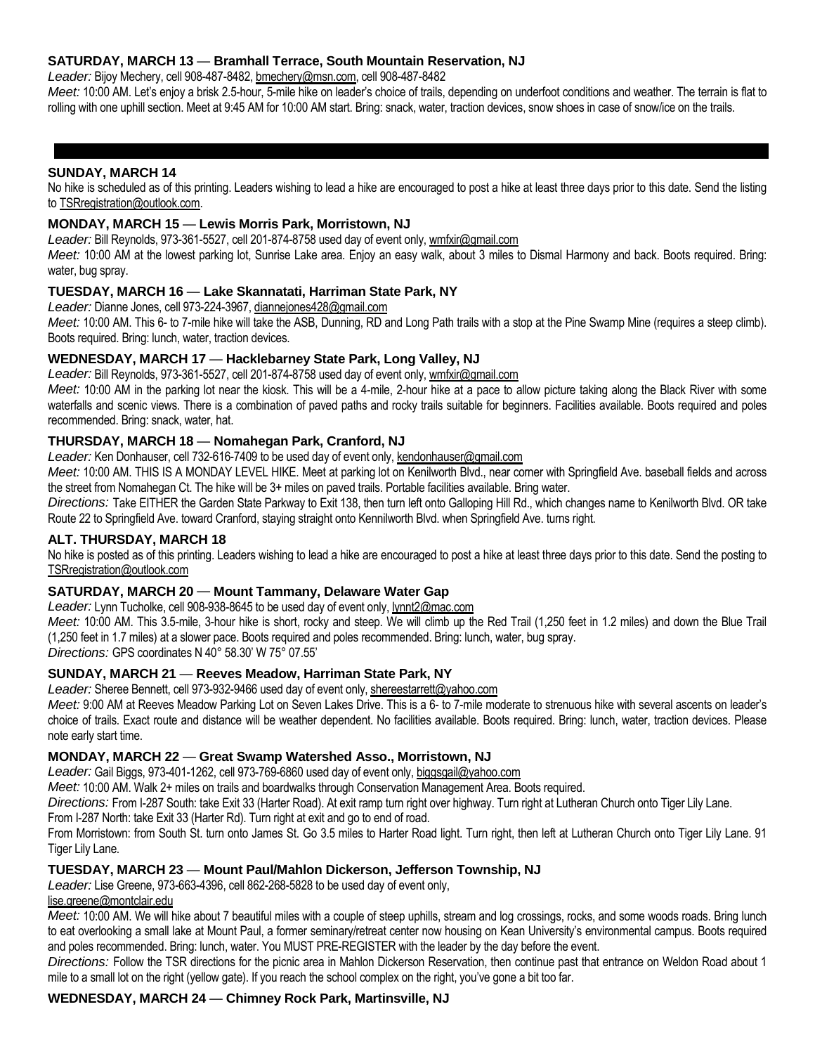### SATURDAY, MARCH 13 — Bramhall Terrace, South Mountain Reservation, NJ

*Leader:* Bijoy Mechery, cell 908-487-8482, bmechery@msn.com, cell 908-487-8482

*Meet:* 10:00 AM. Let's enjoy a brisk 2.5-hour, 5-mile hike on leader's choice of trails, depending on underfoot conditions and weather. The terrain is flat to rolling with one uphill section. Meet at 9:45 AM for 10:00 AM start. Bring: snack, water, traction devices, snow shoes in case of snow/ice on the trails.

---

### SUNDAY, MARCH 14

No hike is scheduled as of this printing. Leaders wishing to lead a hike are encouraged to post a hike at least three days prior to this date. Send the listing to TSRregistration@outlook.com.

### MONDAY, MARCH 15 — Lewis Morris Park, Morristown, NJ

*Leader:* Bill Reynolds, 973-361-5527, cell 201-874-8758 used day of event only, wmfxir@gmail.com

*Meet:* 10:00 AM at the lowest parking lot, Sunrise Lake area. Enjoy an easy walk, about 3 miles to Dismal Harmony and back. Boots required. Bring: water, bug spray.

### TUESDAY, MARCH 16 — Lake Skannatati, Harriman State Park, NY

*Leader:* Dianne Jones, cell 973-224-3967, diannejones428@gmail.com

*Meet:* 10:00 AM. This 6- to 7-mile hike will take the ASB, Dunning, RD and Long Path trails with a stop at the Pine Swamp Mine (requires a steep climb). Boots required. Bring: lunch, water, traction devices.

### WEDNESDAY, MARCH 17 — Hacklebarney State Park, Long Valley, NJ

*Leader:* Bill Reynolds, 973-361-5527, cell 201-874-8758 used day of event only, wmfxir@gmail.com

*Meet:* 10:00 AM in the parking lot near the kiosk. This will be a 4-mile, 2-hour hike at a pace to allow picture taking along the Black River with some waterfalls and scenic views. There is a combination of paved paths and rocky trails suitable for beginners. Facilities available. Boots required and poles recommended. Bring: snack, water, hat.

### THURSDAY, MARCH 18 — Nomahegan Park, Cranford, NJ

*Leader:* Ken Donhauser, cell 732-616-7409 to be used day of event only, kendonhauser@gmail.com

*Meet:* 10:00 AM. THIS IS A MONDAY LEVEL HIKE. Meet at parking lot on Kenilworth Blvd., near corner with Springfield Ave. baseball fields and across the street from Nomahegan Ct. The hike will be 3+ miles on paved trails. Portable facilities available. Bring water.

*Directions:* Take EITHER the Garden State Parkway to Exit 138, then turn left onto Galloping Hill Rd., which changes name to Kenilworth Blvd. OR take Route 22 to Springfield Ave. toward Cranford, staying straight onto Kennilworth Blvd. when Springfield Ave. turns right.

### ALT. THURSDAY, MARCH 18

No hike is posted as of this printing. Leaders wishing to lead a hike are encouraged to post a hike at least three days prior to this date. Send the posting to TSRregistration@outlook.com

### SATURDAY, MARCH 20 — Mount Tammany, Delaware Water Gap

*Leader:* Lynn Tucholke, cell 908-938-8645 to be used day of event only, lynnt2@mac.com

*Meet:* 10:00 AM. This 3.5-mile, 3-hour hike is short, rocky and steep. We will climb up the Red Trail (1,250 feet in 1.2 miles) and down the Blue Trail (1,250 feet in 1.7 miles) at a slower pace. Boots required and poles recommended. Bring: lunch, water, bug spray.

*Directions:* GPS coordinates N 40° 58.30' W 75° 07.55'

### SUNDAY, MARCH 21 — Reeves Meadow, Harriman State Park, NY

*Leader:* Sheree Bennett, cell 973-932-9466 used day of event only, shereestarrett@yahoo.com

*Meet:* 9:00 AM at Reeves Meadow Parking Lot on Seven Lakes Drive. This is a 6- to 7-mile moderate to strenuous hike with several ascents on leader's choice of trails. Exact route and distance will be weather dependent. No facilities available. Boots required. Bring: lunch, water, traction devices. Please note early start time.

### MONDAY, MARCH 22 — Great Swamp Watershed Asso., Morristown, NJ

*Leader:* Gail Biggs, 973-401-1262, cell 973-769-6860 used day of event only, biggsgail@yahoo.com

*Meet:* 10:00 AM. Walk 2+ miles on trails and boardwalks through Conservation Management Area. Boots required.

*Directions:* From I-287 South: take Exit 33 (Harter Road). At exit ramp turn right over highway. Turn right at Lutheran Church onto Tiger Lily Lane.

From I-287 North: take Exit 33 (Harter Rd). Turn right at exit and go to end of road.

From Morristown: from South St. turn onto James St. Go 3.5 miles to Harter Road light. Turn right, then left at Lutheran Church onto Tiger Lily Lane. 91 Tiger Lily Lane.

### TUESDAY, MARCH 23 — Mount Paul/Mahlon Dickerson, Jefferson Township, NJ

*Leader:* Lise Greene, 973-663-4396, cell 862-268-5828 to be used day of event only, lise.greene@montclair.edu

*Meet:* 10:00 AM. We will hike about 7 beautiful miles with a couple of steep uphills, stream and log crossings, rocks, and some woods roads. Bring lunch to eat overlooking a small lake at Mount Paul, a former seminary/retreat center now housing on Kean University's environmental campus. Boots required and poles recommended. Bring: lunch, water. You MUST PRE-REGISTER with the leader by the day before the event.

*Directions:* Follow the TSR directions for the picnic area in Mahlon Dickerson Reservation, then continue past that entrance on Weldon Road about 1 mile to a small lot on the right (yellow gate). If you reach the school complex on the right, you've gone a bit too far.

### WEDNESDAY, MARCH 24 — Chimney Rock Park, Martinsville, NJ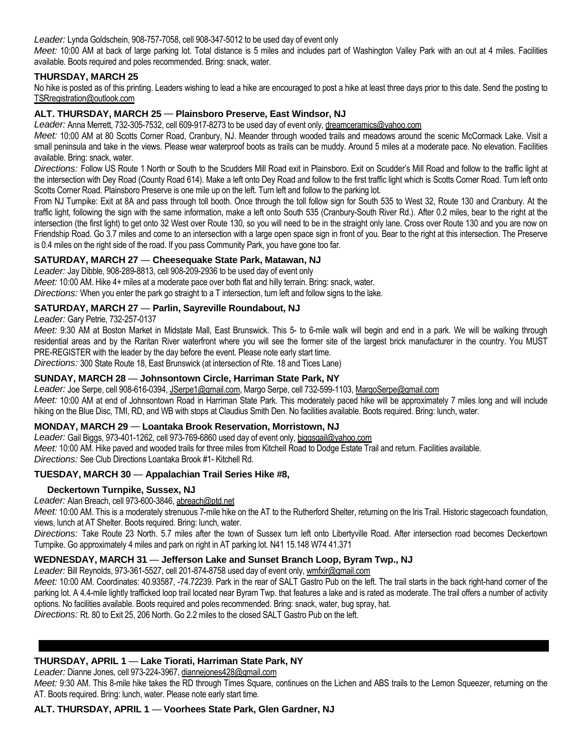*Leader:* Lynda Goldschein, 908-757-7058, cell 908-347-5012 to be used day of event only

*Meet:* 10:00 AM at back of large parking lot. Total distance is 5 miles and includes part of Washington Valley Park with an out at 4 miles. Facilities available. Boots required and poles recommended. Bring: snack, water.

### THURSDAY, MARCH 25

No hike is posted as of this printing. Leaders wishing to lead a hike are encouraged to post a hike at least three days prior to this date. Send the posting to TSRregistration@outlook.com

### ALT. THURSDAY, MARCH 25 — Plainsboro Preserve, East Windsor, NJ

*Leader:* Anna Merrett, 732-305-7532, cell 609-917-8273 to be used day of event only, dreamceramics@yahoo.com

*Meet:* 10:00 AM at 80 Scotts Corner Road, Cranbury, NJ. Meander through wooded trails and meadows around the scenic McCormack Lake. Visit a small peninsula and take in the views. Please wear waterproof boots as trails can be muddy. Around 5 miles at a moderate pace. No elevation. Facilities available. Bring: snack, water.

*Directions:* Follow US Route 1 North or South to the Scudders Mill Road exit in Plainsboro. Exit on Scudder's Mill Road and follow to the traffic light at the intersection with Dey Road (County Road 614). Make a left onto Dey Road and follow to the first traffic light which is Scotts Corner Road. Turn left onto Scotts Corner Road. Plainsboro Preserve is one mile up on the left. Turn left and follow to the parking lot.

From NJ Turnpike: Exit at 8A and pass through toll booth. Once through the toll follow sign for South 535 to West 32, Route 130 and Cranbury. At the traffic light, following the sign with the same information, make a left onto South 535 (Cranbury-South River Rd.). After 0.2 miles, bear to the right at the intersection (the first light) to get onto 32 West over Route 130, so you will need to be in the straight only lane. Cross over Route 130 and you are now on Friendship Road. Go 3.7 miles and come to an intersection with a large open space sign in front of you. Bear to the right at this intersection. The Preserve is 0.4 miles on the right side of the road. If you pass Community Park, you have gone too far.

### SATURDAY, MARCH 27 — Cheesequake State Park, Matawan, NJ

*Leader:* Jay Dibble, 908-289-8813, cell 908-209-2936 to be used day of event only

*Meet:* 10:00 AM. Hike 4+ miles at a moderate pace over both flat and hilly terrain. Bring: snack, water.

*Directions:* When you enter the park go straight to a T intersection, turn left and follow signs to the lake.

### SATURDAY, MARCH 27 — Parlin, Sayreville Roundabout, NJ

*Leader:* Gary Petrie, 732-257-0137

*Meet:* 9:30 AM at Boston Market in Midstate Mall, East Brunswick. This 5- to 6-mile walk will begin and end in a park. We will be walking through residential areas and by the Raritan River waterfront where you will see the former site of the largest brick manufacturer in the country. You MUST PRE-REGISTER with the leader by the day before the event. Please note early start time.

*Directions:* 300 State Route 18, East Brunswick (at intersection of Rte. 18 and Tices Lane)

### SUNDAY, MARCH 28 — Johnsontown Circle, Harriman State Park, NY

*Leader:* Joe Serpe, cell 908-616-0394, JSerpe1@gmail.com, Margo Serpe, cell 732-599-1103, MargoSerpe@gmail.com

*Meet:* 10:00 AM at end of Johnsontown Road in Harriman State Park. This moderately paced hike will be approximately 7 miles long and will include hiking on the Blue Disc, TMI, RD, and WB with stops at Claudius Smith Den. No facilities available. Boots required. Bring: lunch, water.

### MONDAY, MARCH 29 — Loantaka Brook Reservation, Morristown, NJ

*Leader:* Gail Biggs, 973-401-1262, cell 973-769-6860 used day of event only, biggsgail@yahoo.com

*Meet:* 10:00 AM. Hike paved and wooded trails for three miles from Kitchell Road to Dodge Estate Trail and return. Facilities available.

*Directions:* See Club Directions Loantaka Brook #1- Kitchell Rd.

### TUESDAY, MARCH 30 — Appalachian Trail Series Hike #8, Deckertown Turnpike, Sussex, NJ

*Leader:* Alan Breach, cell 973-600-3846, abreach@ptd.net

*Meet:* 10:00 AM. This is a moderately strenuous 7-mile hike on the AT to the Rutherford Shelter, returning on the Iris Trail. Historic stagecoach foundation, views, lunch at AT Shelter. Boots required. Bring: lunch, water.

*Directions:* Take Route 23 North. 5.7 miles after the town of Sussex turn left onto Libertyville Road. After intersection road becomes Deckertown Turnpike. Go approximately 4 miles and park on right in AT parking lot. N41 15.148 W74 41.371

### WEDNESDAY, MARCH 31 — Jefferson Lake and Sunset Branch Loop, Byram Twp., NJ

*Leader:* Bill Reynolds, 973-361-5527, cell 201-874-8758 used day of event only, wmfxir@gmail.com

*Meet:* 10:00 AM. Coordinates: 40.93587, -74.72239. Park in the rear of SALT Gastro Pub on the left. The trail starts in the back right-hand corner of the parking lot. A 4.4-mile lightly trafficked loop trail located near Byram Twp. that features a lake and is rated as moderate. The trail offers a number of activity options. No facilities available. Boots required and poles recommended. Bring: snack, water, bug spray, hat.

*Directions:* Rt. 80 to Exit 25, 206 North. Go 2.2 miles to the closed SALT Gastro Pub on the left.

---

### THURSDAY, APRIL 1 — Lake Tiorati, Harriman State Park, NY

*Leader:* Dianne Jones, cell 973-224-3967, diannejones428@gmail.com

*Meet:* 9:30 AM. This 8-mile hike takes the RD through Times Square, continues on the Lichen and ABS trails to the Lemon Squeezer, returning on the AT. Boots required. Bring: lunch, water. Please note early start time.

### ALT. THURSDAY, APRIL 1 — Voorhees State Park, Glen Gardner, NJ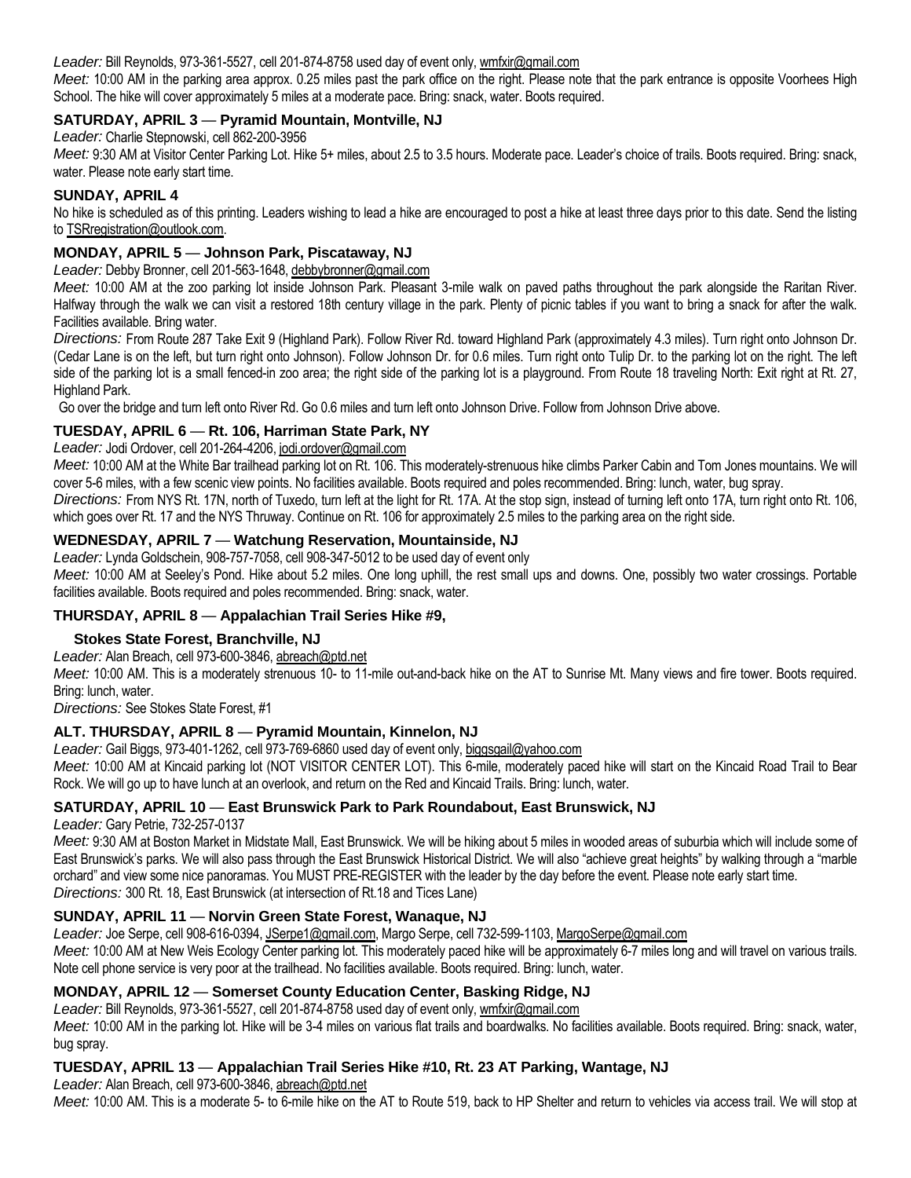*Leader:* Bill Reynolds, 973-361-5527, cell 201-874-8758 used day of event only, wmfxir@gmail.com

*Meet:* 10:00 AM in the parking area approx. 0.25 miles past the park office on the right. Please note that the park entrance is opposite Voorhees High School. The hike will cover approximately 5 miles at a moderate pace. Bring: snack, water. Boots required.

### SATURDAY, APRIL 3 — Pyramid Mountain, Montville, NJ

*Leader:* Charlie Stepnowski, cell 862-200-3956

*Meet:* 9:30 AM at Visitor Center Parking Lot. Hike 5+ miles, about 2.5 to 3.5 hours. Moderate pace. Leader's choice of trails. Boots required. Bring: snack, water. Please note early start time.

### SUNDAY, APRIL 4

No hike is scheduled as of this printing. Leaders wishing to lead a hike are encouraged to post a hike at least three days prior to this date. Send the listing to TSRregistration@outlook.com.

### MONDAY, APRIL 5 — Johnson Park, Piscataway, NJ

*Leader:* Debby Bronner, cell 201-563-1648, debbybronner@gmail.com

*Meet:* 10:00 AM at the zoo parking lot inside Johnson Park. Pleasant 3-mile walk on paved paths throughout the park alongside the Raritan River. Halfway through the walk we can visit a restored 18th century village in the park. Plenty of picnic tables if you want to bring a snack for after the walk. Facilities available. Bring water.

*Directions:* From Route 287 Take Exit 9 (Highland Park). Follow River Rd. toward Highland Park (approximately 4.3 miles). Turn right onto Johnson Dr. (Cedar Lane is on the left, but turn right onto Johnson). Follow Johnson Dr. for 0.6 miles. Turn right onto Tulip Dr. to the parking lot on the right. The left side of the parking lot is a small fenced-in zoo area; the right side of the parking lot is a playground. From Route 18 traveling North: Exit right at Rt. 27, Highland Park.

Go over the bridge and turn left onto River Rd. Go 0.6 miles and turn left onto Johnson Drive. Follow from Johnson Drive above.

### TUESDAY, APRIL 6 — Rt. 106, Harriman State Park, NY

*Leader:* Jodi Ordover, cell 201-264-4206, jodi.ordover@gmail.com

*Meet:* 10:00 AM at the White Bar trailhead parking lot on Rt. 106. This moderately-strenuous hike climbs Parker Cabin and Tom Jones mountains. We will cover 5-6 miles, with a few scenic view points. No facilities available. Boots required and poles recommended. Bring: lunch, water, bug spray.

*Directions:* From NYS Rt. 17N, north of Tuxedo, turn left at the light for Rt. 17A. At the stop sign, instead of turning left onto 17A, turn right onto Rt. 106, which goes over Rt. 17 and the NYS Thruway. Continue on Rt. 106 for approximately 2.5 miles to the parking area on the right side.

### WEDNESDAY, APRIL 7 — Watchung Reservation, Mountainside, NJ

*Leader:* Lynda Goldschein, 908-757-7058, cell 908-347-5012 to be used day of event only

*Meet:* 10:00 AM at Seeley's Pond. Hike about 5.2 miles. One long uphill, the rest small ups and downs. One, possibly two water crossings. Portable facilities available. Boots required and poles recommended. Bring: snack, water.

### THURSDAY, APRIL 8 — Appalachian Trail Series Hike #9, Stokes State Forest, Branchville, NJ

*Leader:* Alan Breach, cell 973-600-3846, abreach@ptd.net

*Meet:* 10:00 AM. This is a moderately strenuous 10- to 11-mile out-and-back hike on the AT to Sunrise Mt. Many views and fire tower. Boots required. Bring: lunch, water.

*Directions:* See Stokes State Forest, #1

### ALT. THURSDAY, APRIL 8 — Pyramid Mountain, Kinnelon, NJ

*Leader:* Gail Biggs, 973-401-1262, cell 973-769-6860 used day of event only, biggsgail@yahoo.com

*Meet:* 10:00 AM at Kincaid parking lot (NOT VISITOR CENTER LOT). This 6-mile, moderately paced hike will start on the Kincaid Road Trail to Bear Rock. We will go up to have lunch at an overlook, and return on the Red and Kincaid Trails. Bring: lunch, water.

### SATURDAY, APRIL 10 — East Brunswick Park to Park Roundabout, East Brunswick, NJ

*Leader:* Gary Petrie, 732-257-0137

*Meet:* 9:30 AM at Boston Market in Midstate Mall, East Brunswick. We will be hiking about 5 miles in wooded areas of suburbia which will include some of East Brunswick's parks. We will also pass through the East Brunswick Historical District. We will also "achieve great heights" by walking through a "marble orchard" and view some nice panoramas. You MUST PRE-REGISTER with the leader by the day before the event. Please note early start time.

*Directions:* 300 Rt. 18, East Brunswick (at intersection of Rt.18 and Tices Lane)

### SUNDAY, APRIL 11 — Norvin Green State Forest, Wanaque, NJ

*Leader:* Joe Serpe, cell 908-616-0394, JSerpe1@gmail.com, Margo Serpe, cell 732-599-1103, MargoSerpe@gmail.com

*Meet:* 10:00 AM at New Weis Ecology Center parking lot. This moderately paced hike will be approximately 6-7 miles long and will travel on various trails. Note cell phone service is very poor at the trailhead. No facilities available. Boots required. Bring: lunch, water.

### MONDAY, APRIL 12 — Somerset County Education Center, Basking Ridge, NJ

*Leader:* Bill Reynolds, 973-361-5527, cell 201-874-8758 used day of event only, wmfxir@gmail.com

*Meet:* 10:00 AM in the parking lot. Hike will be 3-4 miles on various flat trails and boardwalks. No facilities available. Boots required. Bring: snack, water, bug spray.

### TUESDAY, APRIL 13 — Appalachian Trail Series Hike #10, Rt. 23 AT Parking, Wantage, NJ

*Leader:* Alan Breach, cell 973-600-3846, abreach@ptd.net

*Meet:* 10:00 AM. This is a moderate 5- to 6-mile hike on the AT to Route 519, back to HP Shelter and return to vehicles via access trail. We will stop at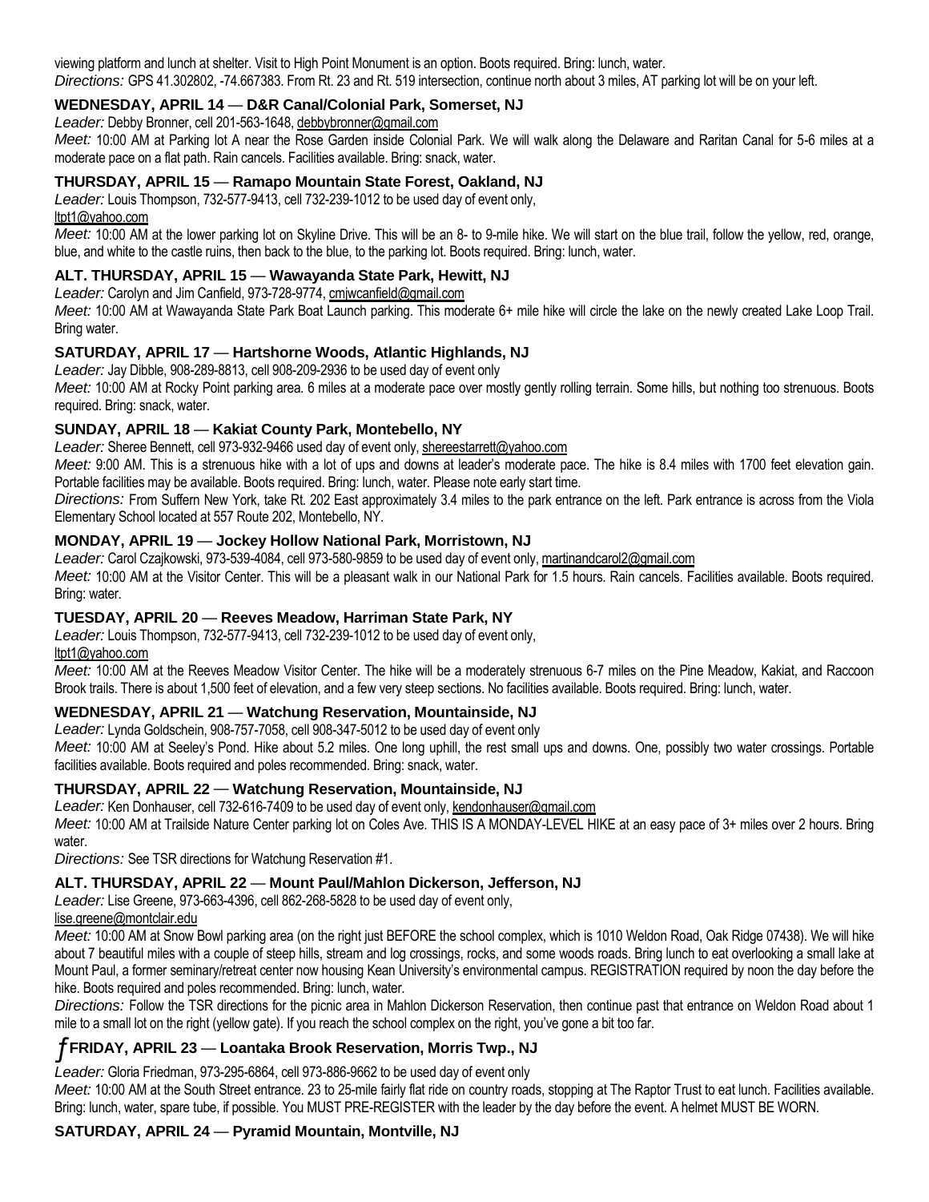viewing platform and lunch at shelter. Visit to High Point Monument is an option. Boots required. Bring: lunch, water.

*Directions:* GPS 41.302802, -74.667383. From Rt. 23 and Rt. 519 intersection, continue north about 3 miles, AT parking lot will be on your left.

### WEDNESDAY, APRIL 14 — D&R Canal/Colonial Park, Somerset, NJ

*Leader:* Debby Bronner, cell 201-563-1648, debbybronner@gmail.com

*Meet:* 10:00 AM at Parking lot A near the Rose Garden inside Colonial Park. We will walk along the Delaware and Raritan Canal for 5-6 miles at a moderate pace on a flat path. Rain cancels. Facilities available. Bring: snack, water.

### THURSDAY, APRIL 15 — Ramapo Mountain State Forest, Oakland, NJ

*Leader:* Louis Thompson, 732-577-9413, cell 732-239-1012 to be used day of event only, ltpt1@yahoo.com

*Meet:* 10:00 AM at the lower parking lot on Skyline Drive. This will be an 8- to 9-mile hike. We will start on the blue trail, follow the yellow, red, orange, blue, and white to the castle ruins, then back to the blue, to the parking lot. Boots required. Bring: lunch, water.

### ALT. THURSDAY, APRIL 15 — Wawayanda State Park, Hewitt, NJ

*Leader:* Carolyn and Jim Canfield, 973-728-9774, cmjwcanfield@gmail.com

*Meet:* 10:00 AM at Wawayanda State Park Boat Launch parking. This moderate 6+ mile hike will circle the lake on the newly created Lake Loop Trail. Bring water.

### SATURDAY, APRIL 17 — Hartshorne Woods, Atlantic Highlands, NJ

*Leader:* Jay Dibble, 908-289-8813, cell 908-209-2936 to be used day of event only

*Meet:* 10:00 AM at Rocky Point parking area. 6 miles at a moderate pace over mostly gently rolling terrain. Some hills, but nothing too strenuous. Boots required. Bring: snack, water.

### SUNDAY, APRIL 18 — Kakiat County Park, Montebello, NY

*Leader:* Sheree Bennett, cell 973-932-9466 used day of event only, shereestarrett@yahoo.com

*Meet:* 9:00 AM. This is a strenuous hike with a lot of ups and downs at leader's moderate pace. The hike is 8.4 miles with 1700 feet elevation gain. Portable facilities may be available. Boots required. Bring: lunch, water. Please note early start time.

*Directions:* From Suffern New York, take Rt. 202 East approximately 3.4 miles to the park entrance on the left. Park entrance is across from the Viola Elementary School located at 557 Route 202, Montebello, NY.

### MONDAY, APRIL 19 — Jockey Hollow National Park, Morristown, NJ

*Leader:* Carol Czajkowski, 973-539-4084, cell 973-580-9859 to be used day of event only, martinandcarol2@gmail.com

*Meet:* 10:00 AM at the Visitor Center. This will be a pleasant walk in our National Park for 1.5 hours. Rain cancels. Facilities available. Boots required. Bring: water.

### TUESDAY, APRIL 20 — Reeves Meadow, Harriman State Park, NY

*Leader:* Louis Thompson, 732-577-9413, cell 732-239-1012 to be used day of event only, ltpt1@yahoo.com

*Meet:* 10:00 AM at the Reeves Meadow Visitor Center. The hike will be a moderately strenuous 6-7 miles on the Pine Meadow, Kakiat, and Raccoon Brook trails. There is about 1,500 feet of elevation, and a few very steep sections. No facilities available. Boots required. Bring: lunch, water.

### WEDNESDAY, APRIL 21 — Watchung Reservation, Mountainside, NJ

*Leader:* Lynda Goldschein, 908-757-7058, cell 908-347-5012 to be used day of event only

*Meet:* 10:00 AM at Seeley's Pond. Hike about 5.2 miles. One long uphill, the rest small ups and downs. One, possibly two water crossings. Portable facilities available. Boots required and poles recommended. Bring: snack, water.

### THURSDAY, APRIL 22 — Watchung Reservation, Mountainside, NJ

*Leader:* Ken Donhauser, cell 732-616-7409 to be used day of event only, kendonhauser@gmail.com

*Meet:* 10:00 AM at Trailside Nature Center parking lot on Coles Ave. THIS IS A MONDAY-LEVEL HIKE at an easy pace of 3+ miles over 2 hours. Bring water.

*Directions:* See TSR directions for Watchung Reservation #1.

### ALT. THURSDAY, APRIL 22 — Mount Paul/Mahlon Dickerson, Jefferson, NJ

*Leader:* Lise Greene, 973-663-4396, cell 862-268-5828 to be used day of event only, lise.greene@montclair.edu

*Meet:* 10:00 AM at Snow Bowl parking area (on the right just BEFORE the school complex, which is 1010 Weldon Road, Oak Ridge 07438). We will hike about 7 beautiful miles with a couple of steep hills, stream and log crossings, rocks, and some woods roads. Bring lunch to eat overlooking a small lake at Mount Paul, a former seminary/retreat center now housing Kean University's environmental campus. REGISTRATION required by noon the day before the hike. Boots required and poles recommended. Bring: lunch, water.

*Directions:* Follow the TSR directions for the picnic area in Mahlon Dickerson Reservation, then continue past that entrance on Weldon Road about 1 mile to a small lot on the right (yellow gate). If you reach the school complex on the right, you've gone a bit too far.

### ƒ FRIDAY, APRIL 23 — Loantaka Brook Reservation, Morris Twp., NJ

*Leader:* Gloria Friedman, 973-295-6864, cell 973-886-9662 to be used day of event only

*Meet:* 10:00 AM at the South Street entrance. 23 to 25-mile fairly flat ride on country roads, stopping at The Raptor Trust to eat lunch. Facilities available. Bring: lunch, water, spare tube, if possible. You MUST PRE-REGISTER with the leader by the day before the event. A helmet MUST BE WORN.

### SATURDAY, APRIL 24 — Pyramid Mountain, Montville, NJ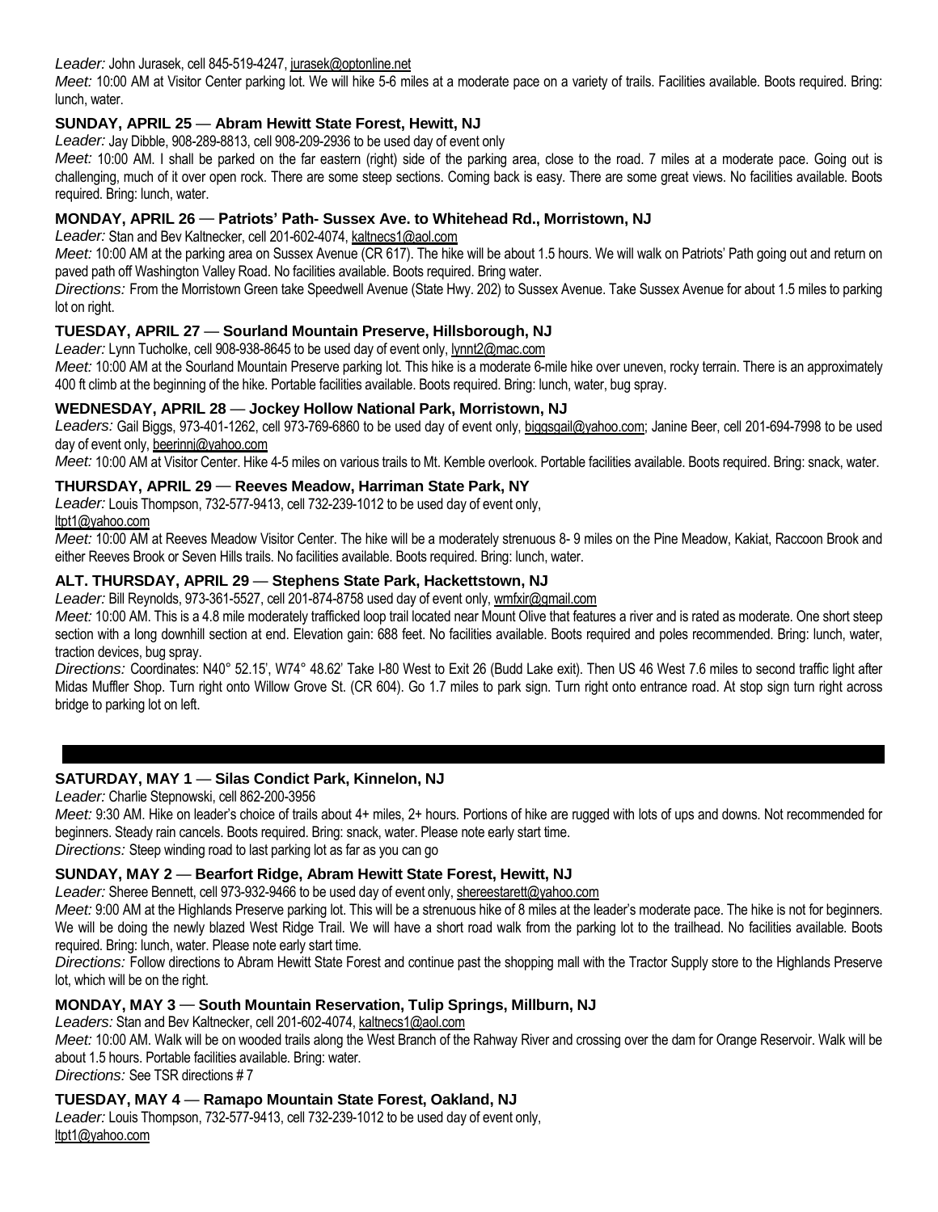*Leader:* John Jurasek, cell 845-519-4247, jurasek@optonline.net

*Meet:* 10:00 AM at Visitor Center parking lot. We will hike 5-6 miles at a moderate pace on a variety of trails. Facilities available. Boots required. Bring: lunch, water.

### SUNDAY, APRIL 25 — Abram Hewitt State Forest, Hewitt, NJ

*Leader:* Jay Dibble, 908-289-8813, cell 908-209-2936 to be used day of event only

*Meet:* 10:00 AM. I shall be parked on the far eastern (right) side of the parking area, close to the road. 7 miles at a moderate pace. Going out is challenging, much of it over open rock. There are some steep sections. Coming back is easy. There are some great views. No facilities available. Boots required. Bring: lunch, water.

### MONDAY, APRIL 26 — Patriots' Path- Sussex Ave. to Whitehead Rd., Morristown, NJ

*Leader:* Stan and Bev Kaltnecker, cell 201-602-4074, kaltnecs1@aol.com

*Meet:* 10:00 AM at the parking area on Sussex Avenue (CR 617). The hike will be about 1.5 hours. We will walk on Patriots' Path going out and return on paved path off Washington Valley Road. No facilities available. Boots required. Bring water.

*Directions:* From the Morristown Green take Speedwell Avenue (State Hwy. 202) to Sussex Avenue. Take Sussex Avenue for about 1.5 miles to parking lot on right.

### TUESDAY, APRIL 27 — Sourland Mountain Preserve, Hillsborough, NJ

*Leader:* Lynn Tucholke, cell 908-938-8645 to be used day of event only, lynnt2@mac.com

*Meet:* 10:00 AM at the Sourland Mountain Preserve parking lot. This hike is a moderate 6-mile hike over uneven, rocky terrain. There is an approximately 400 ft climb at the beginning of the hike. Portable facilities available. Boots required. Bring: lunch, water, bug spray.

### WEDNESDAY, APRIL 28 — Jockey Hollow National Park, Morristown, NJ

*Leaders:* Gail Biggs, 973-401-1262, cell 973-769-6860 to be used day of event only, biggsgail@yahoo.com; Janine Beer, cell 201-694-7998 to be used day of event only, beerinnj@yahoo.com

*Meet:* 10:00 AM at Visitor Center. Hike 4-5 miles on various trails to Mt. Kemble overlook. Portable facilities available. Boots required. Bring: snack, water.

### THURSDAY, APRIL 29 — Reeves Meadow, Harriman State Park, NY

*Leader:* Louis Thompson, 732-577-9413, cell 732-239-1012 to be used day of event only, ltpt1@yahoo.com

*Meet:* 10:00 AM at Reeves Meadow Visitor Center. The hike will be a moderately strenuous 8- 9 miles on the Pine Meadow, Kakiat, Raccoon Brook and either Reeves Brook or Seven Hills trails. No facilities available. Boots required. Bring: lunch, water.

### ALT. THURSDAY, APRIL 29 — Stephens State Park, Hackettstown, NJ

*Leader:* Bill Reynolds, 973-361-5527, cell 201-874-8758 used day of event only, wmfxir@gmail.com

*Meet:* 10:00 AM. This is a 4.8 mile moderately trafficked loop trail located near Mount Olive that features a river and is rated as moderate. One short steep section with a long downhill section at end. Elevation gain: 688 feet. No facilities available. Boots required and poles recommended. Bring: lunch, water, traction devices, bug spray.

*Directions:* Coordinates: N40° 52.15', W74° 48.62' Take I-80 West to Exit 26 (Budd Lake exit). Then US 46 West 7.6 miles to second traffic light after Midas Muffler Shop. Turn right onto Willow Grove St. (CR 604). Go 1.7 miles to park sign. Turn right onto entrance road. At stop sign turn right across bridge to parking lot on left.

### SATURDAY, MAY 1 — Silas Condict Park, Kinnelon, NJ

*Leader:* Charlie Stepnowski, cell 862-200-3956

*Meet:* 9:30 AM. Hike on leader's choice of trails about 4+ miles, 2+ hours. Portions of hike are rugged with lots of ups and downs. Not recommended for beginners. Steady rain cancels. Boots required. Bring: snack, water. Please note early start time.

*Directions:* Steep winding road to last parking lot as far as you can go

### SUNDAY, MAY 2 — Bearfort Ridge, Abram Hewitt State Forest, Hewitt, NJ

*Leader:* Sheree Bennett, cell 973-932-9466 to be used day of event only, shereestarett@yahoo.com

*Meet:* 9:00 AM at the Highlands Preserve parking lot. This will be a strenuous hike of 8 miles at the leader's moderate pace. The hike is not for beginners. We will be doing the newly blazed West Ridge Trail. We will have a short road walk from the parking lot to the trailhead. No facilities available. Boots required. Bring: lunch, water. Please note early start time.

*Directions:* Follow directions to Abram Hewitt State Forest and continue past the shopping mall with the Tractor Supply store to the Highlands Preserve lot, which will be on the right.

### MONDAY, MAY 3 — South Mountain Reservation, Tulip Springs, Millburn, NJ

*Leaders:* Stan and Bev Kaltnecker, cell 201-602-4074, kaltnecs1@aol.com

*Meet:* 10:00 AM. Walk will be on wooded trails along the West Branch of the Rahway River and crossing over the dam for Orange Reservoir. Walk will be about 1.5 hours. Portable facilities available. Bring: water.

*Directions:* See TSR directions # 7

### TUESDAY, MAY 4 — Ramapo Mountain State Forest, Oakland, NJ

*Leader:* Louis Thompson, 732-577-9413, cell 732-239-1012 to be used day of event only, ltpt1@yahoo.com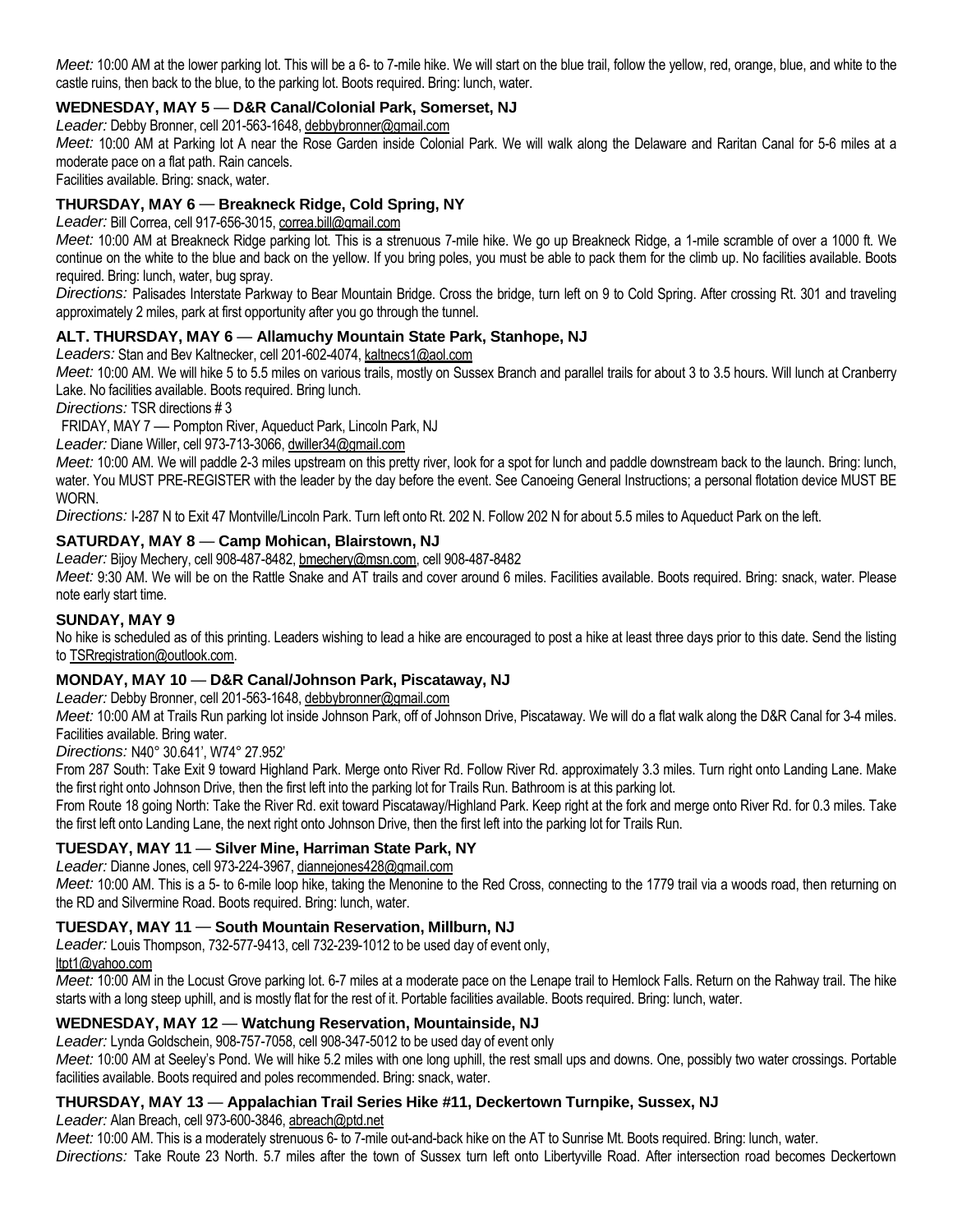*Meet:* 10:00 AM at the lower parking lot. This will be a 6- to 7-mile hike. We will start on the blue trail, follow the yellow, red, orange, blue, and white to the castle ruins, then back to the blue, to the parking lot. Boots required. Bring: lunch, water.

### WEDNESDAY, MAY 5 — D&R Canal/Colonial Park, Somerset, NJ

*Leader:* Debby Bronner, cell 201-563-1648, debbybronner@gmail.com

*Meet:* 10:00 AM at Parking lot A near the Rose Garden inside Colonial Park. We will walk along the Delaware and Raritan Canal for 5-6 miles at a moderate pace on a flat path. Rain cancels.

Facilities available. Bring: snack, water.

### THURSDAY, MAY 6 — Breakneck Ridge, Cold Spring, NY

*Leader:* Bill Correa, cell 917-656-3015, correa.bill@gmail.com

*Meet:* 10:00 AM at Breakneck Ridge parking lot. This is a strenuous 7-mile hike. We go up Breakneck Ridge, a 1-mile scramble of over a 1000 ft. We continue on the white to the blue and back on the yellow. If you bring poles, you must be able to pack them for the climb up. No facilities available. Boots required. Bring: lunch, water, bug spray.

*Directions:* Palisades Interstate Parkway to Bear Mountain Bridge. Cross the bridge, turn left on 9 to Cold Spring. After crossing Rt. 301 and traveling approximately 2 miles, park at first opportunity after you go through the tunnel.

### ALT. THURSDAY, MAY 6 — Allamuchy Mountain State Park, Stanhope, NJ

*Leaders:* Stan and Bev Kaltnecker, cell 201-602-4074, kaltnecs1@aol.com

*Meet:* 10:00 AM. We will hike 5 to 5.5 miles on various trails, mostly on Sussex Branch and parallel trails for about 3 to 3.5 hours. Will lunch at Cranberry Lake. No facilities available. Boots required. Bring lunch.

*Directions:* TSR directions # 3

FRIDAY, MAY 7 — Pompton River, Aqueduct Park, Lincoln Park, NJ

*Leader:* Diane Willer, cell 973-713-3066, dwiller34@gmail.com

*Meet:* 10:00 AM. We will paddle 2-3 miles upstream on this pretty river, look for a spot for lunch and paddle downstream back to the launch. Bring: lunch, water. You MUST PRE-REGISTER with the leader by the day before the event. See Canoeing General Instructions; a personal flotation device MUST BE WORN.

*Directions:* I-287 N to Exit 47 Montville/Lincoln Park. Turn left onto Rt. 202 N. Follow 202 N for about 5.5 miles to Aqueduct Park on the left.

### SATURDAY, MAY 8 — Camp Mohican, Blairstown, NJ

*Leader:* Bijoy Mechery, cell 908-487-8482, bmechery@msn.com, cell 908-487-8482

*Meet:* 9:30 AM. We will be on the Rattle Snake and AT trails and cover around 6 miles. Facilities available. Boots required. Bring: snack, water. Please note early start time.

### SUNDAY, MAY 9

No hike is scheduled as of this printing. Leaders wishing to lead a hike are encouraged to post a hike at least three days prior to this date. Send the listing to TSRregistration@outlook.com.

### MONDAY, MAY 10 — D&R Canal/Johnson Park, Piscataway, NJ

*Leader:* Debby Bronner, cell 201-563-1648, debbybronner@gmail.com

*Meet:* 10:00 AM at Trails Run parking lot inside Johnson Park, off of Johnson Drive, Piscataway. We will do a flat walk along the D&R Canal for 3-4 miles. Facilities available. Bring water.

*Directions:* N40° 30.641', W74° 27.952'

From 287 South: Take Exit 9 toward Highland Park. Merge onto River Rd. Follow River Rd. approximately 3.3 miles. Turn right onto Landing Lane. Make the first right onto Johnson Drive, then the first left into the parking lot for Trails Run. Bathroom is at this parking lot.

From Route 18 going North: Take the River Rd. exit toward Piscataway/Highland Park. Keep right at the fork and merge onto River Rd. for 0.3 miles. Take the first left onto Landing Lane, the next right onto Johnson Drive, then the first left into the parking lot for Trails Run.

### TUESDAY, MAY 11 — Silver Mine, Harriman State Park, NY

*Leader:* Dianne Jones, cell 973-224-3967, diannejones428@gmail.com

*Meet:* 10:00 AM. This is a 5- to 6-mile loop hike, taking the Menonine to the Red Cross, connecting to the 1779 trail via a woods road, then returning on the RD and Silvermine Road. Boots required. Bring: lunch, water.

### TUESDAY, MAY 11 — South Mountain Reservation, Millburn, NJ

*Leader:* Louis Thompson, 732-577-9413, cell 732-239-1012 to be used day of event only, ltpt1@yahoo.com

*Meet:* 10:00 AM in the Locust Grove parking lot. 6-7 miles at a moderate pace on the Lenape trail to Hemlock Falls. Return on the Rahway trail. The hike starts with a long steep uphill, and is mostly flat for the rest of it. Portable facilities available. Boots required. Bring: lunch, water.

### WEDNESDAY, MAY 12 — Watchung Reservation, Mountainside, NJ

*Leader:* Lynda Goldschein, 908-757-7058, cell 908-347-5012 to be used day of event only

*Meet:* 10:00 AM at Seeley's Pond. We will hike 5.2 miles with one long uphill, the rest small ups and downs. One, possibly two water crossings. Portable facilities available. Boots required and poles recommended. Bring: snack, water.

### THURSDAY, MAY 13 — Appalachian Trail Series Hike #11, Deckertown Turnpike, Sussex, NJ

*Leader:* Alan Breach, cell 973-600-3846, abreach@ptd.net

*Meet:* 10:00 AM. This is a moderately strenuous 6- to 7-mile out-and-back hike on the AT to Sunrise Mt. Boots required. Bring: lunch, water.

*Directions:* Take Route 23 North. 5.7 miles after the town of Sussex turn left onto Libertyville Road. After intersection road becomes Deckertown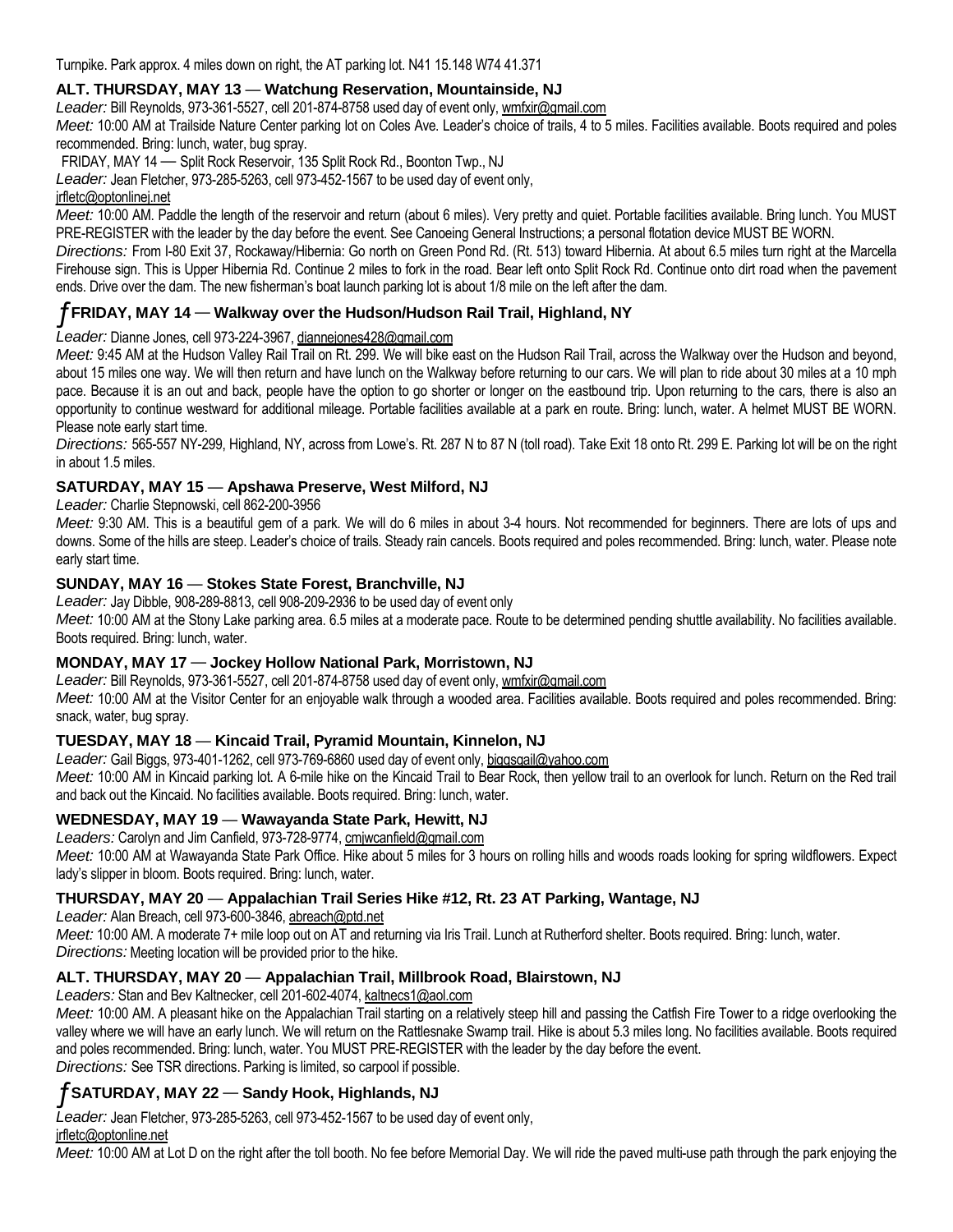Turnpike. Park approx. 4 miles down on right, the AT parking lot. N41 15.148 W74 41.371

### ALT. THURSDAY, MAY 13 — Watchung Reservation, Mountainside, NJ

*Leader:* Bill Reynolds, 973-361-5527, cell 201-874-8758 used day of event only, wmfxir@gmail.com

*Meet:* 10:00 AM at Trailside Nature Center parking lot on Coles Ave. Leader's choice of trails, 4 to 5 miles. Facilities available. Boots required and poles recommended. Bring: lunch, water, bug spray.

FRIDAY, MAY 14 — Split Rock Reservoir, 135 Split Rock Rd., Boonton Twp., NJ

*Leader:* Jean Fletcher, 973-285-5263, cell 973-452-1567 to be used day of event only, jrfletc@optonlinej.net

*Meet:* 10:00 AM. Paddle the length of the reservoir and return (about 6 miles). Very pretty and quiet. Portable facilities available. Bring lunch. You MUST PRE-REGISTER with the leader by the day before the event. See Canoeing General Instructions; a personal flotation device MUST BE WORN.

*Directions:* From I-80 Exit 37, Rockaway/Hibernia: Go north on Green Pond Rd. (Rt. 513) toward Hibernia. At about 6.5 miles turn right at the Marcella Firehouse sign. This is Upper Hibernia Rd. Continue 2 miles to fork in the road. Bear left onto Split Rock Rd. Continue onto dirt road when the pavement ends. Drive over the dam. The new fisherman's boat launch parking lot is about 1/8 mile on the left after the dam.

### *f* FRIDAY, MAY 14 — Walkway over the Hudson/Hudson Rail Trail, Highland, NY

*Leader:* Dianne Jones, cell 973-224-3967, diannejones428@gmail.com

*Meet:* 9:45 AM at the Hudson Valley Rail Trail on Rt. 299. We will bike east on the Hudson Rail Trail, across the Walkway over the Hudson and beyond, about 15 miles one way. We will then return and have lunch on the Walkway before returning to our cars. We will plan to ride about 30 miles at a 10 mph pace. Because it is an out and back, people have the option to go shorter or longer on the eastbound trip. Upon returning to the cars, there is also an opportunity to continue westward for additional mileage. Portable facilities available at a park en route. Bring: lunch, water. A helmet MUST BE WORN. Please note early start time.

*Directions:* 565-557 NY-299, Highland, NY, across from Lowe's. Rt. 287 N to 87 N (toll road). Take Exit 18 onto Rt. 299 E. Parking lot will be on the right in about 1.5 miles.

### SATURDAY, MAY 15 — Apshawa Preserve, West Milford, NJ

*Leader:* Charlie Stepnowski, cell 862-200-3956

*Meet:* 9:30 AM. This is a beautiful gem of a park. We will do 6 miles in about 3-4 hours. Not recommended for beginners. There are lots of ups and downs. Some of the hills are steep. Leader's choice of trails. Steady rain cancels. Boots required and poles recommended. Bring: lunch, water. Please note early start time.

### SUNDAY, MAY 16 — Stokes State Forest, Branchville, NJ

*Leader:* Jay Dibble, 908-289-8813, cell 908-209-2936 to be used day of event only

*Meet:* 10:00 AM at the Stony Lake parking area. 6.5 miles at a moderate pace. Route to be determined pending shuttle availability. No facilities available. Boots required. Bring: lunch, water.

### MONDAY, MAY 17 — Jockey Hollow National Park, Morristown, NJ

*Leader:* Bill Reynolds, 973-361-5527, cell 201-874-8758 used day of event only, wmfxir@gmail.com

*Meet:* 10:00 AM at the Visitor Center for an enjoyable walk through a wooded area. Facilities available. Boots required and poles recommended. Bring: snack, water, bug spray.

### TUESDAY, MAY 18 — Kincaid Trail, Pyramid Mountain, Kinnelon, NJ

*Leader:* Gail Biggs, 973-401-1262, cell 973-769-6860 used day of event only, biggsgail@yahoo.com

*Meet:* 10:00 AM in Kincaid parking lot. A 6-mile hike on the Kincaid Trail to Bear Rock, then yellow trail to an overlook for lunch. Return on the Red trail and back out the Kincaid. No facilities available. Boots required. Bring: lunch, water.

### WEDNESDAY, MAY 19 — Wawayanda State Park, Hewitt, NJ

*Leaders:* Carolyn and Jim Canfield, 973-728-9774, cmjwcanfield@gmail.com

*Meet:* 10:00 AM at Wawayanda State Park Office. Hike about 5 miles for 3 hours on rolling hills and woods roads looking for spring wildflowers. Expect lady's slipper in bloom. Boots required. Bring: lunch, water.

### THURSDAY, MAY 20 — Appalachian Trail Series Hike #12, Rt. 23 AT Parking, Wantage, NJ

*Leader:* Alan Breach, cell 973-600-3846, abreach@ptd.net

*Meet:* 10:00 AM. A moderate 7+ mile loop out on AT and returning via Iris Trail. Lunch at Rutherford shelter. Boots required. Bring: lunch, water.

*Directions:* Meeting location will be provided prior to the hike.

### ALT. THURSDAY, MAY 20 — Appalachian Trail, Millbrook Road, Blairstown, NJ

*Leaders:* Stan and Bev Kaltnecker, cell 201-602-4074, kaltnecs1@aol.com

*Meet:* 10:00 AM. A pleasant hike on the Appalachian Trail starting on a relatively steep hill and passing the Catfish Fire Tower to a ridge overlooking the valley where we will have an early lunch. We will return on the Rattlesnake Swamp trail. Hike is about 5.3 miles long. No facilities available. Boots required and poles recommended. Bring: lunch, water. You MUST PRE-REGISTER with the leader by the day before the event.

*Directions:* See TSR directions. Parking is limited, so carpool if possible.

### *f* SATURDAY, MAY 22 — Sandy Hook, Highlands, NJ

*Leader:* Jean Fletcher, 973-285-5263, cell 973-452-1567 to be used day of event only, jrfletc@optonline.net

*Meet:* 10:00 AM at Lot D on the right after the toll booth. No fee before Memorial Day. We will ride the paved multi-use path through the park enjoying the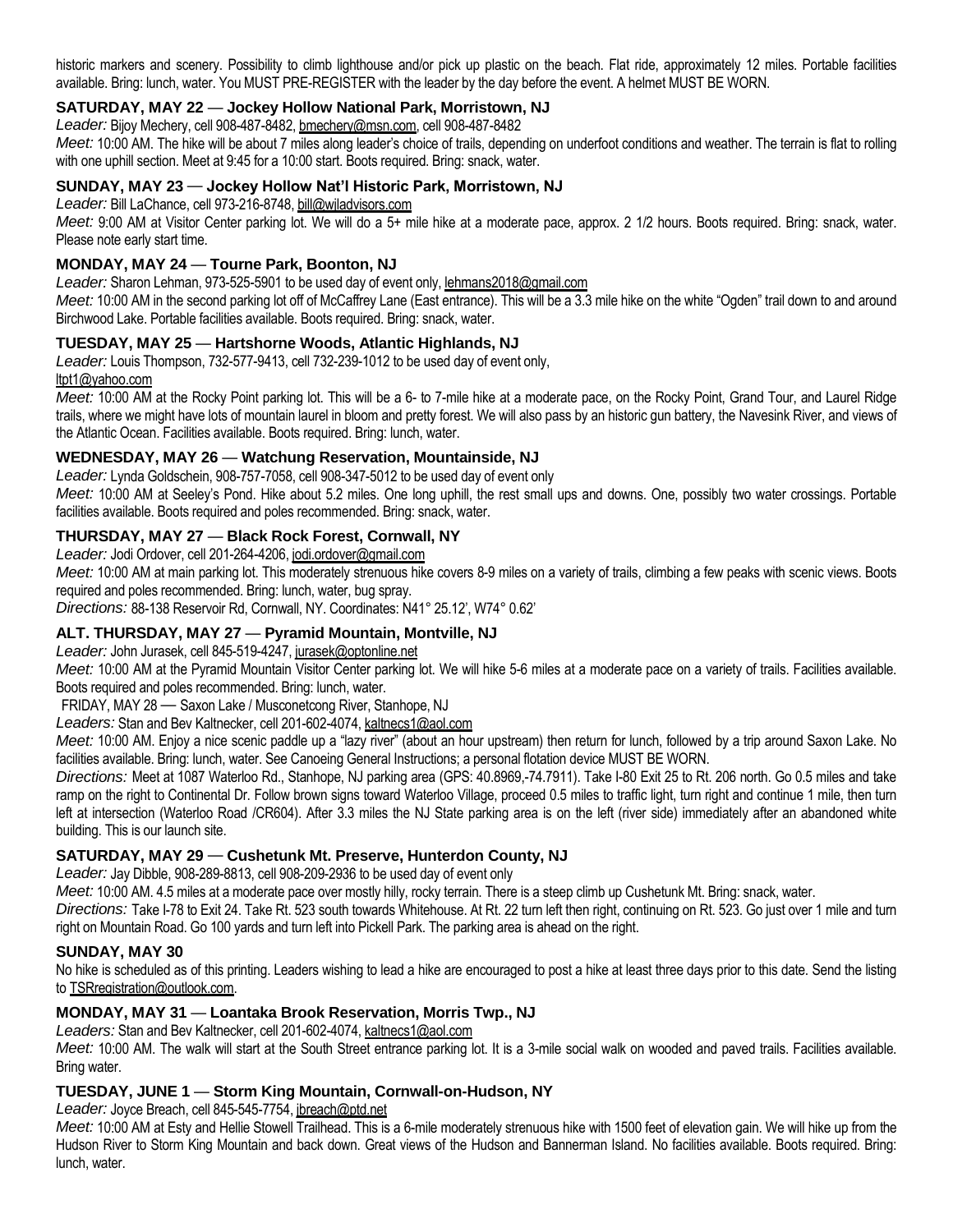historic markers and scenery. Possibility to climb lighthouse and/or pick up plastic on the beach. Flat ride, approximately 12 miles. Portable facilities available. Bring: lunch, water. You MUST PRE-REGISTER with the leader by the day before the event. A helmet MUST BE WORN.

### SATURDAY, MAY 22 — Jockey Hollow National Park, Morristown, NJ

*Leader:* Bijoy Mechery, cell 908-487-8482, bmechery@msn.com, cell 908-487-8482

*Meet:* 10:00 AM. The hike will be about 7 miles along leader's choice of trails, depending on underfoot conditions and weather. The terrain is flat to rolling with one uphill section. Meet at 9:45 for a 10:00 start. Boots required. Bring: snack, water.

### SUNDAY, MAY 23 — Jockey Hollow Nat'l Historic Park, Morristown, NJ

*Leader:* Bill LaChance, cell 973-216-8748, bill@wjladvisors.com

*Meet:* 9:00 AM at Visitor Center parking lot. We will do a 5+ mile hike at a moderate pace, approx. 2 1/2 hours. Boots required. Bring: snack, water. Please note early start time.

### MONDAY, MAY 24 — Tourne Park, Boonton, NJ

*Leader:* Sharon Lehman, 973-525-5901 to be used day of event only, lehmans2018@gmail.com

*Meet:* 10:00 AM in the second parking lot off of McCaffrey Lane (East entrance). This will be a 3.3 mile hike on the white "Ogden" trail down to and around Birchwood Lake. Portable facilities available. Boots required. Bring: snack, water.

### TUESDAY, MAY 25 — Hartshorne Woods, Atlantic Highlands, NJ

*Leader:* Louis Thompson, 732-577-9413, cell 732-239-1012 to be used day of event only, ltpt1@yahoo.com

*Meet:* 10:00 AM at the Rocky Point parking lot. This will be a 6- to 7-mile hike at a moderate pace, on the Rocky Point, Grand Tour, and Laurel Ridge trails, where we might have lots of mountain laurel in bloom and pretty forest. We will also pass by an historic gun battery, the Navesink River, and views of the Atlantic Ocean. Facilities available. Boots required. Bring: lunch, water.

### WEDNESDAY, MAY 26 — Watchung Reservation, Mountainside, NJ

*Leader:* Lynda Goldschein, 908-757-7058, cell 908-347-5012 to be used day of event only

*Meet:* 10:00 AM at Seeley's Pond. Hike about 5.2 miles. One long uphill, the rest small ups and downs. One, possibly two water crossings. Portable facilities available. Boots required and poles recommended. Bring: snack, water.

### THURSDAY, MAY 27 — Black Rock Forest, Cornwall, NY

*Leader:* Jodi Ordover, cell 201-264-4206, jodi.ordover@gmail.com

*Meet:* 10:00 AM at main parking lot. This moderately strenuous hike covers 8-9 miles on a variety of trails, climbing a few peaks with scenic views. Boots required and poles recommended. Bring: lunch, water, bug spray.

*Directions:* 88-138 Reservoir Rd, Cornwall, NY. Coordinates: N41° 25.12', W74° 0.62'

### ALT. THURSDAY, MAY 27 — Pyramid Mountain, Montville, NJ

*Leader:* John Jurasek, cell 845-519-4247, jurasek@optonline.net

*Meet:* 10:00 AM at the Pyramid Mountain Visitor Center parking lot. We will hike 5-6 miles at a moderate pace on a variety of trails. Facilities available. Boots required and poles recommended. Bring: lunch, water.

FRIDAY, MAY 28 — Saxon Lake / Musconetcong River, Stanhope, NJ

*Leaders:* Stan and Bev Kaltnecker, cell 201-602-4074, kaltnecs1@aol.com

*Meet:* 10:00 AM. Enjoy a nice scenic paddle up a "lazy river" (about an hour upstream) then return for lunch, followed by a trip around Saxon Lake. No facilities available. Bring: lunch, water. See Canoeing General Instructions; a personal flotation device MUST BE WORN.

*Directions:* Meet at 1087 Waterloo Rd., Stanhope, NJ parking area (GPS: 40.8969,-74.7911). Take I-80 Exit 25 to Rt. 206 north. Go 0.5 miles and take ramp on the right to Continental Dr. Follow brown signs toward Waterloo Village, proceed 0.5 miles to traffic light, turn right and continue 1 mile, then turn left at intersection (Waterloo Road /CR604). After 3.3 miles the NJ State parking area is on the left (river side) immediately after an abandoned white building. This is our launch site.

### SATURDAY, MAY 29 — Cushetunk Mt. Preserve, Hunterdon County, NJ

*Leader:* Jay Dibble, 908-289-8813, cell 908-209-2936 to be used day of event only

*Meet:* 10:00 AM. 4.5 miles at a moderate pace over mostly hilly, rocky terrain. There is a steep climb up Cushetunk Mt. Bring: snack, water.

*Directions:* Take I-78 to Exit 24. Take Rt. 523 south towards Whitehouse. At Rt. 22 turn left then right, continuing on Rt. 523. Go just over 1 mile and turn right on Mountain Road. Go 100 yards and turn left into Pickell Park. The parking area is ahead on the right.

### SUNDAY, MAY 30

No hike is scheduled as of this printing. Leaders wishing to lead a hike are encouraged to post a hike at least three days prior to this date. Send the listing to TSRregistration@outlook.com.

### MONDAY, MAY 31 — Loantaka Brook Reservation, Morris Twp., NJ

*Leaders:* Stan and Bev Kaltnecker, cell 201-602-4074, kaltnecs1@aol.com

*Meet:* 10:00 AM. The walk will start at the South Street entrance parking lot. It is a 3-mile social walk on wooded and paved trails. Facilities available. Bring water.

### TUESDAY, JUNE 1 — Storm King Mountain, Cornwall-on-Hudson, NY

*Leader:* Joyce Breach, cell 845-545-7754, jbreach@ptd.net

*Meet:* 10:00 AM at Esty and Hellie Stowell Trailhead. This is a 6-mile moderately strenuous hike with 1500 feet of elevation gain. We will hike up from the Hudson River to Storm King Mountain and back down. Great views of the Hudson and Bannerman Island. No facilities available. Boots required. Bring: lunch, water.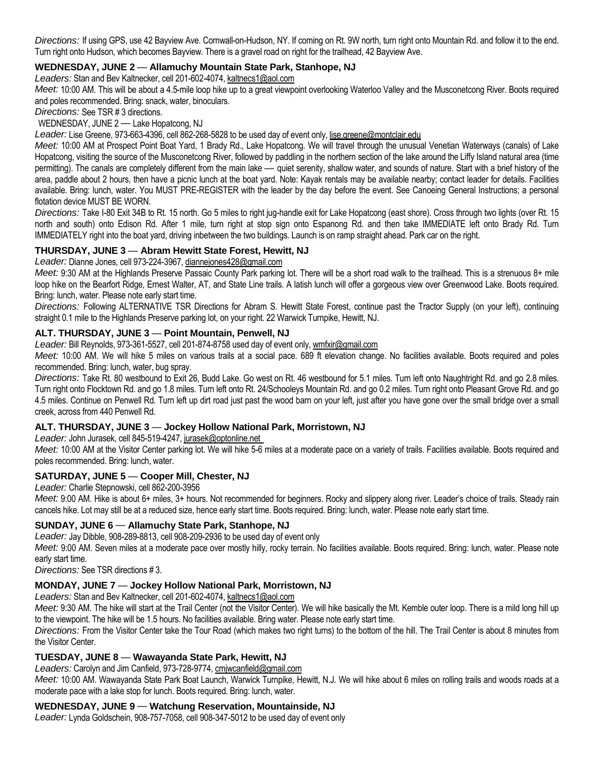*Directions:* If using GPS, use 42 Bayview Ave. Cornwall-on-Hudson, NY. If coming on Rt. 9W north, turn right onto Mountain Rd. and follow it to the end. Turn right onto Hudson, which becomes Bayview. There is a gravel road on right for the trailhead, 42 Bayview Ave.

### WEDNESDAY, JUNE 2 — Allamuchy Mountain State Park, Stanhope, NJ

*Leaders:* Stan and Bev Kaltnecker, cell 201-602-4074, kaltnecs1@aol.com

*Meet:* 10:00 AM. This will be about a 4.5-mile loop hike up to a great viewpoint overlooking Waterloo Valley and the Musconetcong River. Boots required and poles recommended. Bring: snack, water, binoculars.

*Directions:* See TSR # 3 directions.

WEDNESDAY, JUNE 2 — Lake Hopatcong, NJ

*Leader:* Lise Greene, 973-663-4396, cell 862-268-5828 to be used day of event only, lise.greene@montclair.edu

*Meet:* 10:00 AM at Prospect Point Boat Yard, 1 Brady Rd., Lake Hopatcong. We will travel through the unusual Venetian Waterways (canals) of Lake Hopatcong, visiting the source of the Musconetcong River, followed by paddling in the northern section of the lake around the Liffy Island natural area (time permitting). The canals are completely different from the main lake — quiet serenity, shallow water, and sounds of nature. Start with a brief history of the area, paddle about 2 hours, then have a picnic lunch at the boat yard. Note: Kayak rentals may be available nearby; contact leader for details. Facilities available. Bring: lunch, water. You MUST PRE-REGISTER with the leader by the day before the event. See Canoeing General Instructions; a personal flotation device MUST BE WORN.

*Directions:* Take I-80 Exit 34B to Rt. 15 north. Go 5 miles to right jug-handle exit for Lake Hopatcong (east shore). Cross through two lights (over Rt. 15 north and south) onto Edison Rd. After 1 mile, turn right at stop sign onto Espanong Rd. and then take IMMEDIATE left onto Brady Rd. Turn IMMEDIATELY right into the boat yard, driving inbetween the two buildings. Launch is on ramp straight ahead. Park car on the right.

### THURSDAY, JUNE 3 — Abram Hewitt State Forest, Hewitt, NJ

*Leader:* Dianne Jones, cell 973-224-3967, diannejones428@gmail.com

*Meet:* 9:30 AM at the Highlands Preserve Passaic County Park parking lot. There will be a short road walk to the trailhead. This is a strenuous 8+ mile loop hike on the Bearfort Ridge, Ernest Walter, AT, and State Line trails. A latish lunch will offer a gorgeous view over Greenwood Lake. Boots required. Bring: lunch, water. Please note early start time.

*Directions:* Following ALTERNATIVE TSR Directions for Abram S. Hewitt State Forest, continue past the Tractor Supply (on your left), continuing straight 0.1 mile to the Highlands Preserve parking lot, on your right. 22 Warwick Turnpike, Hewitt, NJ.

### ALT. THURSDAY, JUNE 3 — Point Mountain, Penwell, NJ

*Leader:* Bill Reynolds, 973-361-5527, cell 201-874-8758 used day of event only, wmfxir@gmail.com

*Meet:* 10:00 AM. We will hike 5 miles on various trails at a social pace. 689 ft elevation change. No facilities available. Boots required and poles recommended. Bring: lunch, water, bug spray.

*Directions:* Take Rt. 80 westbound to Exit 26, Budd Lake. Go west on Rt. 46 westbound for 5.1 miles. Turn left onto Naughtright Rd. and go 2.8 miles. Turn right onto Flocktown Rd. and go 1.8 miles. Turn left onto Rt. 24/Schooleys Mountain Rd. and go 0.2 miles. Turn right onto Pleasant Grove Rd. and go 4.5 miles. Continue on Penwell Rd. Turn left up dirt road just past the wood barn on your left, just after you have gone over the small bridge over a small creek, across from 440 Penwell Rd.

### ALT. THURSDAY, JUNE 3 — Jockey Hollow National Park, Morristown, NJ

*Leader:* John Jurasek, cell 845-519-4247, jurasek@optonline.net

*Meet:* 10:00 AM at the Visitor Center parking lot. We will hike 5-6 miles at a moderate pace on a variety of trails. Facilities available. Boots required and poles recommended. Bring: lunch, water.

### SATURDAY, JUNE 5 — Cooper Mill, Chester, NJ

*Leader:* Charlie Stepnowski, cell 862-200-3956

*Meet:* 9:00 AM. Hike is about 6+ miles, 3+ hours. Not recommended for beginners. Rocky and slippery along river. Leader's choice of trails. Steady rain cancels hike. Lot may still be at a reduced size, hence early start time. Boots required. Bring: lunch, water. Please note early start time.

### SUNDAY, JUNE 6 — Allamuchy State Park, Stanhope, NJ

*Leader:* Jay Dibble, 908-289-8813, cell 908-209-2936 to be used day of event only

*Meet:* 9:00 AM. Seven miles at a moderate pace over mostly hilly, rocky terrain. No facilities available. Boots required. Bring: lunch, water. Please note early start time.

*Directions:* See TSR directions # 3.

### MONDAY, JUNE 7 — Jockey Hollow National Park, Morristown, NJ

*Leaders:* Stan and Bev Kaltnecker, cell 201-602-4074, kaltnecs1@aol.com

*Meet:* 9:30 AM. The hike will start at the Trail Center (not the Visitor Center). We will hike basically the Mt. Kemble outer loop. There is a mild long hill up to the viewpoint. The hike will be 1.5 hours. No facilities available. Bring water. Please note early start time.

*Directions:* From the Visitor Center take the Tour Road (which makes two right turns) to the bottom of the hill. The Trail Center is about 8 minutes from the Visitor Center.

### TUESDAY, JUNE 8 — Wawayanda State Park, Hewitt, NJ

*Leaders:* Carolyn and Jim Canfield, 973-728-9774, cmjwcanfield@gmail.com

*Meet:* 10:00 AM. Wawayanda State Park Boat Launch, Warwick Turnpike, Hewitt, N.J. We will hike about 6 miles on rolling trails and woods roads at a moderate pace with a lake stop for lunch. Boots required. Bring: lunch, water.

### WEDNESDAY, JUNE 9 — Watchung Reservation, Mountainside, NJ

*Leader:* Lynda Goldschein, 908-757-7058, cell 908-347-5012 to be used day of event only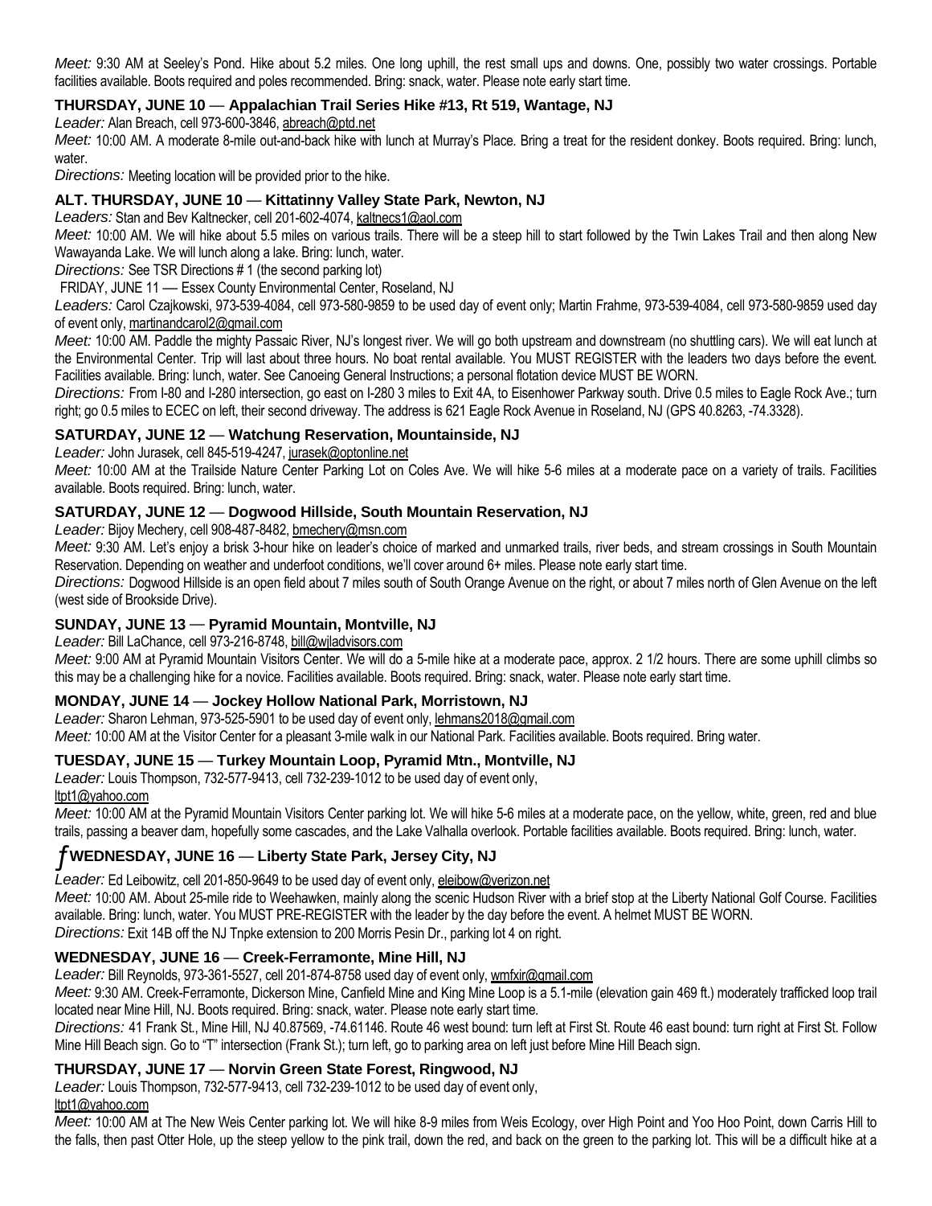*Meet:* 9:30 AM at Seeley's Pond. Hike about 5.2 miles. One long uphill, the rest small ups and downs. One, possibly two water crossings. Portable facilities available. Boots required and poles recommended. Bring: snack, water. Please note early start time.

### THURSDAY, JUNE 10 — Appalachian Trail Series Hike #13, Rt 519, Wantage, NJ

*Leader:* Alan Breach, cell 973-600-3846, abreach@ptd.net

*Meet:* 10:00 AM. A moderate 8-mile out-and-back hike with lunch at Murray's Place. Bring a treat for the resident donkey. Boots required. Bring: lunch, water.

*Directions:* Meeting location will be provided prior to the hike.

### ALT. THURSDAY, JUNE 10 — Kittatinny Valley State Park, Newton, NJ

*Leaders:* Stan and Bev Kaltnecker, cell 201-602-4074, kaltnecs1@aol.com

*Meet:* 10:00 AM. We will hike about 5.5 miles on various trails. There will be a steep hill to start followed by the Twin Lakes Trail and then along New Wawayanda Lake. We will lunch along a lake. Bring: lunch, water.

*Directions:* See TSR Directions # 1 (the second parking lot)

FRIDAY, JUNE 11 — Essex County Environmental Center, Roseland, NJ

*Leaders:* Carol Czajkowski, 973-539-4084, cell 973-580-9859 to be used day of event only; Martin Frahme, 973-539-4084, cell 973-580-9859 used day of event only, martinandcarol2@gmail.com

*Meet:* 10:00 AM. Paddle the mighty Passaic River, NJ's longest river. We will go both upstream and downstream (no shuttling cars). We will eat lunch at the Environmental Center. Trip will last about three hours. No boat rental available. You MUST REGISTER with the leaders two days before the event. Facilities available. Bring: lunch, water. See Canoeing General Instructions; a personal flotation device MUST BE WORN.

*Directions:* From I-80 and I-280 intersection, go east on I-280 3 miles to Exit 4A, to Eisenhower Parkway south. Drive 0.5 miles to Eagle Rock Ave.; turn right; go 0.5 miles to ECEC on left, their second driveway. The address is 621 Eagle Rock Avenue in Roseland, NJ (GPS 40.8263, -74.3328).

### SATURDAY, JUNE 12 — Watchung Reservation, Mountainside, NJ

*Leader:* John Jurasek, cell 845-519-4247, jurasek@optonline.net

*Meet:* 10:00 AM at the Trailside Nature Center Parking Lot on Coles Ave. We will hike 5-6 miles at a moderate pace on a variety of trails. Facilities available. Boots required. Bring: lunch, water.

### SATURDAY, JUNE 12 — Dogwood Hillside, South Mountain Reservation, NJ

*Leader:* Bijoy Mechery, cell 908-487-8482, bmechery@msn.com

*Meet:* 9:30 AM. Let's enjoy a brisk 3-hour hike on leader's choice of marked and unmarked trails, river beds, and stream crossings in South Mountain Reservation. Depending on weather and underfoot conditions, we'll cover around 6+ miles. Please note early start time.

*Directions:* Dogwood Hillside is an open field about 7 miles south of South Orange Avenue on the right, or about 7 miles north of Glen Avenue on the left (west side of Brookside Drive).

### SUNDAY, JUNE 13 — Pyramid Mountain, Montville, NJ

*Leader:* Bill LaChance, cell 973-216-8748, bill@wjladvisors.com

*Meet:* 9:00 AM at Pyramid Mountain Visitors Center. We will do a 5-mile hike at a moderate pace, approx. 2 1/2 hours. There are some uphill climbs so this may be a challenging hike for a novice. Facilities available. Boots required. Bring: snack, water. Please note early start time.

### MONDAY, JUNE 14 — Jockey Hollow National Park, Morristown, NJ

*Leader:* Sharon Lehman, 973-525-5901 to be used day of event only, lehmans2018@gmail.com

*Meet:* 10:00 AM at the Visitor Center for a pleasant 3-mile walk in our National Park. Facilities available. Boots required. Bring water.

### TUESDAY, JUNE 15 — Turkey Mountain Loop, Pyramid Mtn., Montville, NJ

*Leader:* Louis Thompson, 732-577-9413, cell 732-239-1012 to be used day of event only, ltpt1@yahoo.com

*Meet:* 10:00 AM at the Pyramid Mountain Visitors Center parking lot. We will hike 5-6 miles at a moderate pace, on the yellow, white, green, red and blue trails, passing a beaver dam, hopefully some cascades, and the Lake Valhalla overlook. Portable facilities available. Boots required. Bring: lunch, water.

### ƒ WEDNESDAY, JUNE 16 — Liberty State Park, Jersey City, NJ

*Leader:* Ed Leibowitz, cell 201-850-9649 to be used day of event only, eleibow@verizon.net

*Meet:* 10:00 AM. About 25-mile ride to Weehawken, mainly along the scenic Hudson River with a brief stop at the Liberty National Golf Course. Facilities available. Bring: lunch, water. You MUST PRE-REGISTER with the leader by the day before the event. A helmet MUST BE WORN.

*Directions:* Exit 14B off the NJ Tnpke extension to 200 Morris Pesin Dr., parking lot 4 on right.

### WEDNESDAY, JUNE 16 — Creek-Ferramonte, Mine Hill, NJ

*Leader:* Bill Reynolds, 973-361-5527, cell 201-874-8758 used day of event only, wmfxir@gmail.com

*Meet:* 9:30 AM. Creek-Ferramonte, Dickerson Mine, Canfield Mine and King Mine Loop is a 5.1-mile (elevation gain 469 ft.) moderately trafficked loop trail located near Mine Hill, NJ. Boots required. Bring: snack, water. Please note early start time.

*Directions:* 41 Frank St., Mine Hill, NJ 40.87569, -74.61146. Route 46 west bound: turn left at First St. Route 46 east bound: turn right at First St. Follow Mine Hill Beach sign. Go to "T" intersection (Frank St.); turn left, go to parking area on left just before Mine Hill Beach sign.

### THURSDAY, JUNE 17 — Norvin Green State Forest, Ringwood, NJ

*Leader:* Louis Thompson, 732-577-9413, cell 732-239-1012 to be used day of event only, ltpt1@yahoo.com

*Meet:* 10:00 AM at The New Weis Center parking lot. We will hike 8-9 miles from Weis Ecology, over High Point and Yoo Hoo Point, down Carris Hill to the falls, then past Otter Hole, up the steep yellow to the pink trail, down the red, and back on the green to the parking lot. This will be a difficult hike at a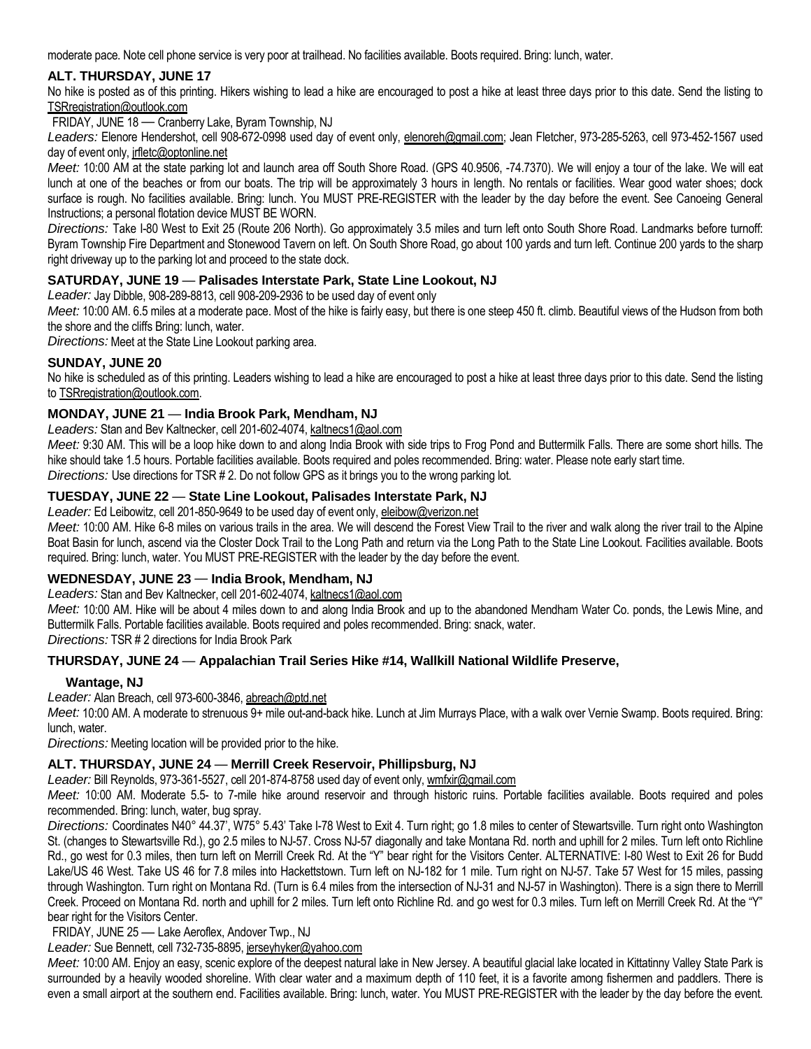moderate pace. Note cell phone service is very poor at trailhead. No facilities available. Boots required. Bring: lunch, water.

### ALT. THURSDAY, JUNE 17

No hike is posted as of this printing. Hikers wishing to lead a hike are encouraged to post a hike at least three days prior to this date. Send the listing to TSRregistration@outlook.com

FRIDAY, JUNE 18 — Cranberry Lake, Byram Township, NJ

*Leaders:* Elenore Hendershot, cell 908-672-0998 used day of event only, elenoreh@gmail.com; Jean Fletcher, 973-285-5263, cell 973-452-1567 used day of event only, jrfletc@optonline.net

*Meet:* 10:00 AM at the state parking lot and launch area off South Shore Road. (GPS 40.9506, -74.7370). We will enjoy a tour of the lake. We will eat lunch at one of the beaches or from our boats. The trip will be approximately 3 hours in length. No rentals or facilities. Wear good water shoes; dock surface is rough. No facilities available. Bring: lunch. You MUST PRE-REGISTER with the leader by the day before the event. See Canoeing General Instructions; a personal flotation device MUST BE WORN.

*Directions:* Take I-80 West to Exit 25 (Route 206 North). Go approximately 3.5 miles and turn left onto South Shore Road. Landmarks before turnoff: Byram Township Fire Department and Stonewood Tavern on left. On South Shore Road, go about 100 yards and turn left. Continue 200 yards to the sharp right driveway up to the parking lot and proceed to the state dock.

### SATURDAY, JUNE 19 — Palisades Interstate Park, State Line Lookout, NJ

*Leader:* Jay Dibble, 908-289-8813, cell 908-209-2936 to be used day of event only

*Meet:* 10:00 AM. 6.5 miles at a moderate pace. Most of the hike is fairly easy, but there is one steep 450 ft. climb. Beautiful views of the Hudson from both the shore and the cliffs Bring: lunch, water.

*Directions:* Meet at the State Line Lookout parking area.

### SUNDAY, JUNE 20

No hike is scheduled as of this printing. Leaders wishing to lead a hike are encouraged to post a hike at least three days prior to this date. Send the listing to TSRregistration@outlook.com.

### MONDAY, JUNE 21 — India Brook Park, Mendham, NJ

*Leaders:* Stan and Bev Kaltnecker, cell 201-602-4074, kaltnecs1@aol.com

*Meet:* 9:30 AM. This will be a loop hike down to and along India Brook with side trips to Frog Pond and Buttermilk Falls. There are some short hills. The hike should take 1.5 hours. Portable facilities available. Boots required and poles recommended. Bring: water. Please note early start time.

*Directions:* Use directions for TSR # 2. Do not follow GPS as it brings you to the wrong parking lot.

### TUESDAY, JUNE 22 — State Line Lookout, Palisades Interstate Park, NJ

*Leader:* Ed Leibowitz, cell 201-850-9649 to be used day of event only, eleibow@verizon.net

*Meet:* 10:00 AM. Hike 6-8 miles on various trails in the area. We will descend the Forest View Trail to the river and walk along the river trail to the Alpine Boat Basin for lunch, ascend via the Closter Dock Trail to the Long Path and return via the Long Path to the State Line Lookout. Facilities available. Boots required. Bring: lunch, water. You MUST PRE-REGISTER with the leader by the day before the event.

### WEDNESDAY, JUNE 23 — India Brook, Mendham, NJ

*Leaders:* Stan and Bev Kaltnecker, cell 201-602-4074, kaltnecs1@aol.com

*Meet:* 10:00 AM. Hike will be about 4 miles down to and along India Brook and up to the abandoned Mendham Water Co. ponds, the Lewis Mine, and Buttermilk Falls. Portable facilities available. Boots required and poles recommended. Bring: snack, water.

*Directions:* TSR # 2 directions for India Brook Park

### THURSDAY, JUNE 24 — Appalachian Trail Series Hike #14, Wallkill National Wildlife Preserve, Wantage, NJ

*Leader:* Alan Breach, cell 973-600-3846, abreach@ptd.net

*Meet:* 10:00 AM. A moderate to strenuous 9+ mile out-and-back hike. Lunch at Jim Murrays Place, with a walk over Vernie Swamp. Boots required. Bring: lunch, water.

*Directions:* Meeting location will be provided prior to the hike.

### ALT. THURSDAY, JUNE 24 — Merrill Creek Reservoir, Phillipsburg, NJ

*Leader:* Bill Reynolds, 973-361-5527, cell 201-874-8758 used day of event only, wmfxir@gmail.com

*Meet:* 10:00 AM. Moderate 5.5- to 7-mile hike around reservoir and through historic ruins. Portable facilities available. Boots required and poles recommended. Bring: lunch, water, bug spray.

*Directions:* Coordinates N40° 44.37', W75° 5.43' Take I-78 West to Exit 4. Turn right; go 1.8 miles to center of Stewartsville. Turn right onto Washington St. (changes to Stewartsville Rd.), go 2.5 miles to NJ-57. Cross NJ-57 diagonally and take Montana Rd. north and uphill for 2 miles. Turn left onto Richline Rd., go west for 0.3 miles, then turn left on Merrill Creek Rd. At the "Y" bear right for the Visitors Center. ALTERNATIVE: I-80 West to Exit 26 for Budd Lake/US 46 West. Take US 46 for 7.8 miles into Hackettstown. Turn left on NJ-182 for 1 mile. Turn right on NJ-57. Take 57 West for 15 miles, passing through Washington. Turn right on Montana Rd. (Turn is 6.4 miles from the intersection of NJ-31 and NJ-57 in Washington). There is a sign there to Merrill Creek. Proceed on Montana Rd. north and uphill for 2 miles. Turn left onto Richline Rd. and go west for 0.3 miles. Turn left on Merrill Creek Rd. At the "Y" bear right for the Visitors Center.

FRIDAY, JUNE 25 — Lake Aeroflex, Andover Twp., NJ

*Leader:* Sue Bennett, cell 732-735-8895, jerseyhyker@yahoo.com

*Meet:* 10:00 AM. Enjoy an easy, scenic explore of the deepest natural lake in New Jersey. A beautiful glacial lake located in Kittatinny Valley State Park is surrounded by a heavily wooded shoreline. With clear water and a maximum depth of 110 feet, it is a favorite among fishermen and paddlers. There is even a small airport at the southern end. Facilities available. Bring: lunch, water. You MUST PRE-REGISTER with the leader by the day before the event.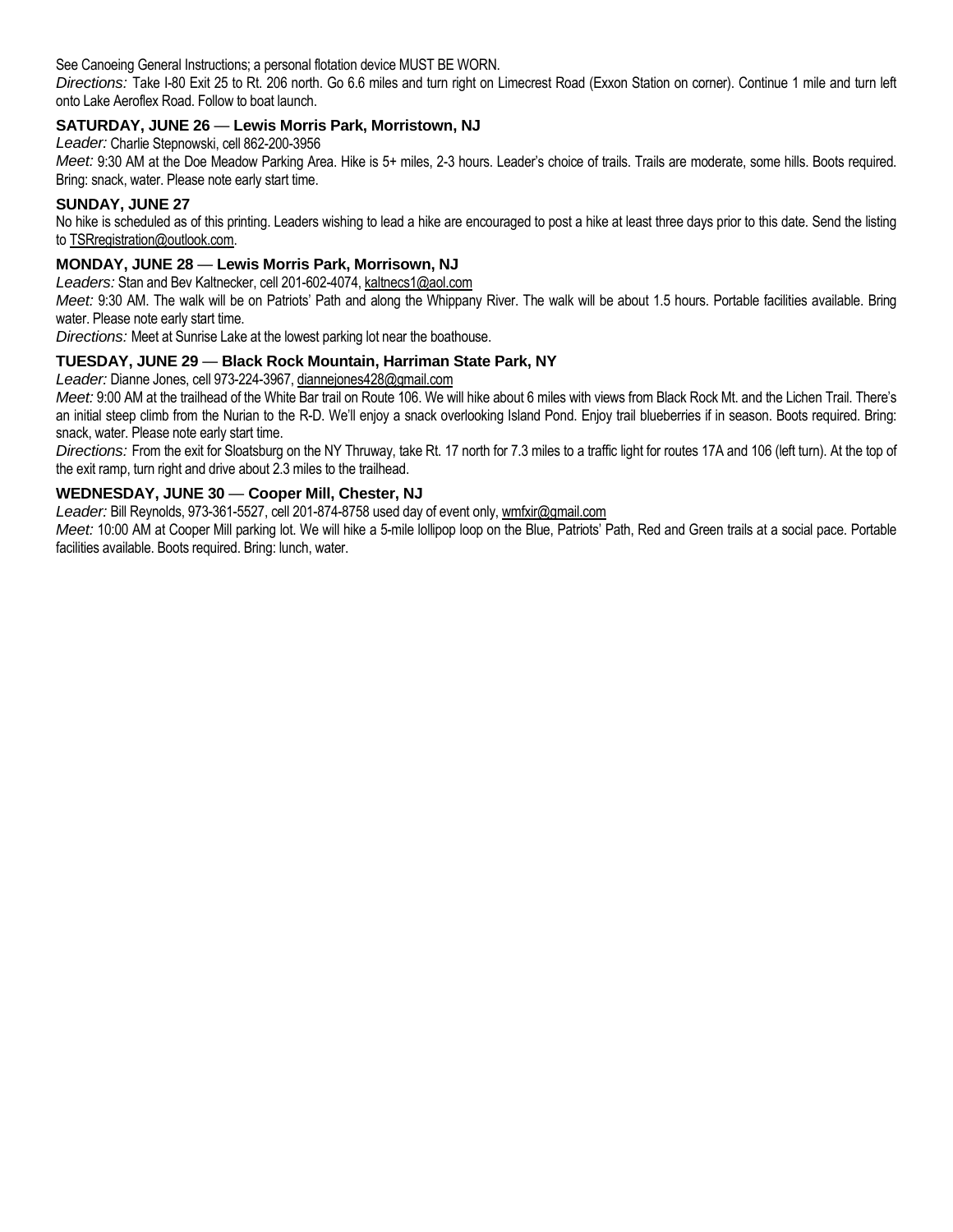See Canoeing General Instructions; a personal flotation device MUST BE WORN.

*Directions:* Take I-80 Exit 25 to Rt. 206 north. Go 6.6 miles and turn right on Limecrest Road (Exxon Station on corner). Continue 1 mile and turn left onto Lake Aeroflex Road. Follow to boat launch.

### SATURDAY, JUNE 26 — Lewis Morris Park, Morristown, NJ

*Leader:* Charlie Stepnowski, cell 862-200-3956

*Meet:* 9:30 AM at the Doe Meadow Parking Area. Hike is 5+ miles, 2-3 hours. Leader's choice of trails. Trails are moderate, some hills. Boots required. Bring: snack, water. Please note early start time.

### SUNDAY, JUNE 27

No hike is scheduled as of this printing. Leaders wishing to lead a hike are encouraged to post a hike at least three days prior to this date. Send the listing to TSRregistration@outlook.com.

### MONDAY, JUNE 28 — Lewis Morris Park, Morrisown, NJ

*Leaders:* Stan and Bev Kaltnecker, cell 201-602-4074, kaltnecs1@aol.com

*Meet:* 9:30 AM. The walk will be on Patriots' Path and along the Whippany River. The walk will be about 1.5 hours. Portable facilities available. Bring water. Please note early start time.

*Directions:* Meet at Sunrise Lake at the lowest parking lot near the boathouse.

### TUESDAY, JUNE 29 — Black Rock Mountain, Harriman State Park, NY

*Leader:* Dianne Jones, cell 973-224-3967, diannejones428@gmail.com

*Meet:* 9:00 AM at the trailhead of the White Bar trail on Route 106. We will hike about 6 miles with views from Black Rock Mt. and the Lichen Trail. There's an initial steep climb from the Nurian to the R-D. We'll enjoy a snack overlooking Island Pond. Enjoy trail blueberries if in season. Boots required. Bring: snack, water. Please note early start time.

*Directions:* From the exit for Sloatsburg on the NY Thruway, take Rt. 17 north for 7.3 miles to a traffic light for routes 17A and 106 (left turn). At the top of the exit ramp, turn right and drive about 2.3 miles to the trailhead.

### WEDNESDAY, JUNE 30 — Cooper Mill, Chester, NJ

*Leader:* Bill Reynolds, 973-361-5527, cell 201-874-8758 used day of event only, wmfxir@gmail.com

*Meet:* 10:00 AM at Cooper Mill parking lot. We will hike a 5-mile lollipop loop on the Blue, Patriots' Path, Red and Green trails at a social pace. Portable facilities available. Boots required. Bring: lunch, water.